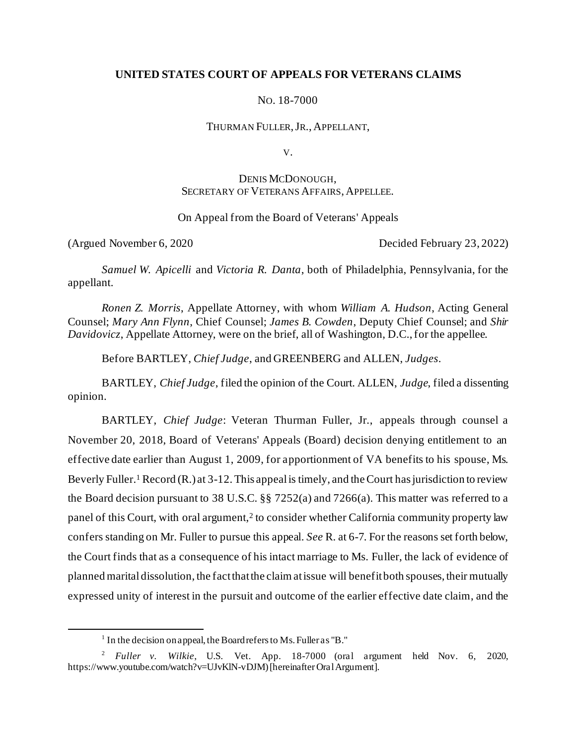**UNITED STATES COURT OF APPEALS FOR VETERANS CLAIMS**

NO. 18-7000

THURMAN FULLER, JR., APPELLANT,

V.

DENIS MCDONOUGH,
SECRETARY OF VETERANS AFFAIRS, APPELLEE.

On Appeal from the Board of Veterans' Appeals

(Argued November 6, 2020 Decided February 23, 2022)

*Samuel W. Apicelli* and *Victoria R. Danta*, both of Philadelphia, Pennsylvania, for the appellant.

*Ronen Z. Morris*, Appellate Attorney, with whom *William A. Hudson*, Acting General Counsel; *Mary Ann Flynn*, Chief Counsel; *James B. Cowden*, Deputy Chief Counsel; and *Shir Davidovicz*, Appellate Attorney, were on the brief, all of Washington, D.C., for the appellee.

Before BARTLEY, *Chief Judge*, and GREENBERG and ALLEN, *Judges*.

BARTLEY, *Chief Judge*, filed the opinion of the Court. ALLEN, *Judge*, filed a dissenting opinion.

BARTLEY, *Chief Judge*: Veteran Thurman Fuller, Jr., appeals through counsel a November 20, 2018, Board of Veterans' Appeals (Board) decision denying entitlement to an effective date earlier than August 1, 2009, for apportionment of VA benefits to his spouse, Ms. Beverly Fuller.[1] Record (R.) at 3-12. This appeal is timely, and the Court has jurisdiction to review the Board decision pursuant to 38 U.S.C. §§ 7252(a) and 7266(a). This matter was referred to a panel of this Court, with oral argument,[2] to consider whether California community property law confers standing on Mr. Fuller to pursue this appeal. *See* R. at 6-7. For the reasons set forth below, the Court finds that as a consequence of his intact marriage to Ms. Fuller, the lack of evidence of planned marital dissolution, the fact that the claim at issue will benefit both spouses, their mutually expressed unity of interest in the pursuit and outcome of the earlier effective date claim, and the

[1] In the decision on appeal, the Board refers to Ms. Fuller as "B."

[2] *Fuller v. Wilkie*, U.S. Vet. App. 18-7000 (oral argument held Nov. 6, 2020, https://www.youtube.com/watch?v=UJvKlN-vDJM) [hereinafter Oral Argument].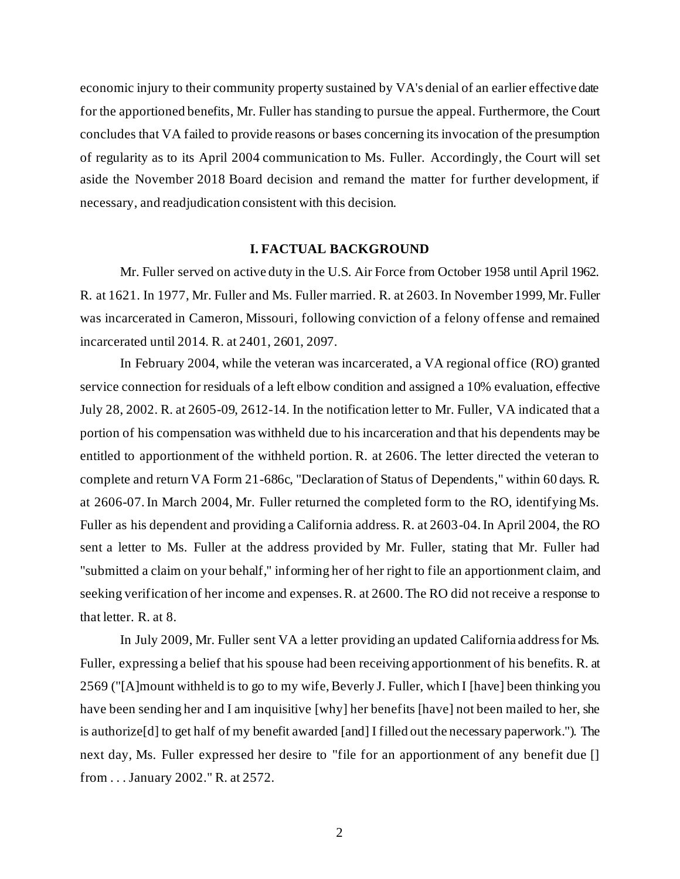economic injury to their community property sustained by VA's denial of an earlier effective date for the apportioned benefits, Mr. Fuller has standing to pursue the appeal. Furthermore, the Court concludes that VA failed to provide reasons or bases concerning its invocation of the presumption of regularity as to its April 2004 communication to Ms. Fuller. Accordingly, the Court will set aside the November 2018 Board decision and remand the matter for further development, if necessary, and readjudication consistent with this decision.

## I. FACTUAL BACKGROUND

Mr. Fuller served on active duty in the U.S. Air Force from October 1958 until April 1962. R. at 1621. In 1977, Mr. Fuller and Ms. Fuller married. R. at 2603. In November 1999, Mr. Fuller was incarcerated in Cameron, Missouri, following conviction of a felony offense and remained incarcerated until 2014. R. at 2401, 2601, 2097.

In February 2004, while the veteran was incarcerated, a VA regional office (RO) granted service connection for residuals of a left elbow condition and assigned a 10% evaluation, effective July 28, 2002. R. at 2605-09, 2612-14. In the notification letter to Mr. Fuller, VA indicated that a portion of his compensation was withheld due to his incarceration and that his dependents may be entitled to apportionment of the withheld portion. R. at 2606. The letter directed the veteran to complete and return VA Form 21-686c, "Declaration of Status of Dependents," within 60 days. R. at 2606-07. In March 2004, Mr. Fuller returned the completed form to the RO, identifying Ms. Fuller as his dependent and providing a California address. R. at 2603-04. In April 2004, the RO sent a letter to Ms. Fuller at the address provided by Mr. Fuller, stating that Mr. Fuller had "submitted a claim on your behalf," informing her of her right to file an apportionment claim, and seeking verification of her income and expenses. R. at 2600. The RO did not receive a response to that letter. R. at 8.

In July 2009, Mr. Fuller sent VA a letter providing an updated California address for Ms. Fuller, expressing a belief that his spouse had been receiving apportionment of his benefits. R. at 2569 ("[A]mount withheld is to go to my wife, Beverly J. Fuller, which I [have] been thinking you have been sending her and I am inquisitive [why] her benefits [have] not been mailed to her, she is authorize[d] to get half of my benefit awarded [and] I filled out the necessary paperwork."). The next day, Ms. Fuller expressed her desire to "file for an apportionment of any benefit due [] from . . . January 2002." R. at 2572.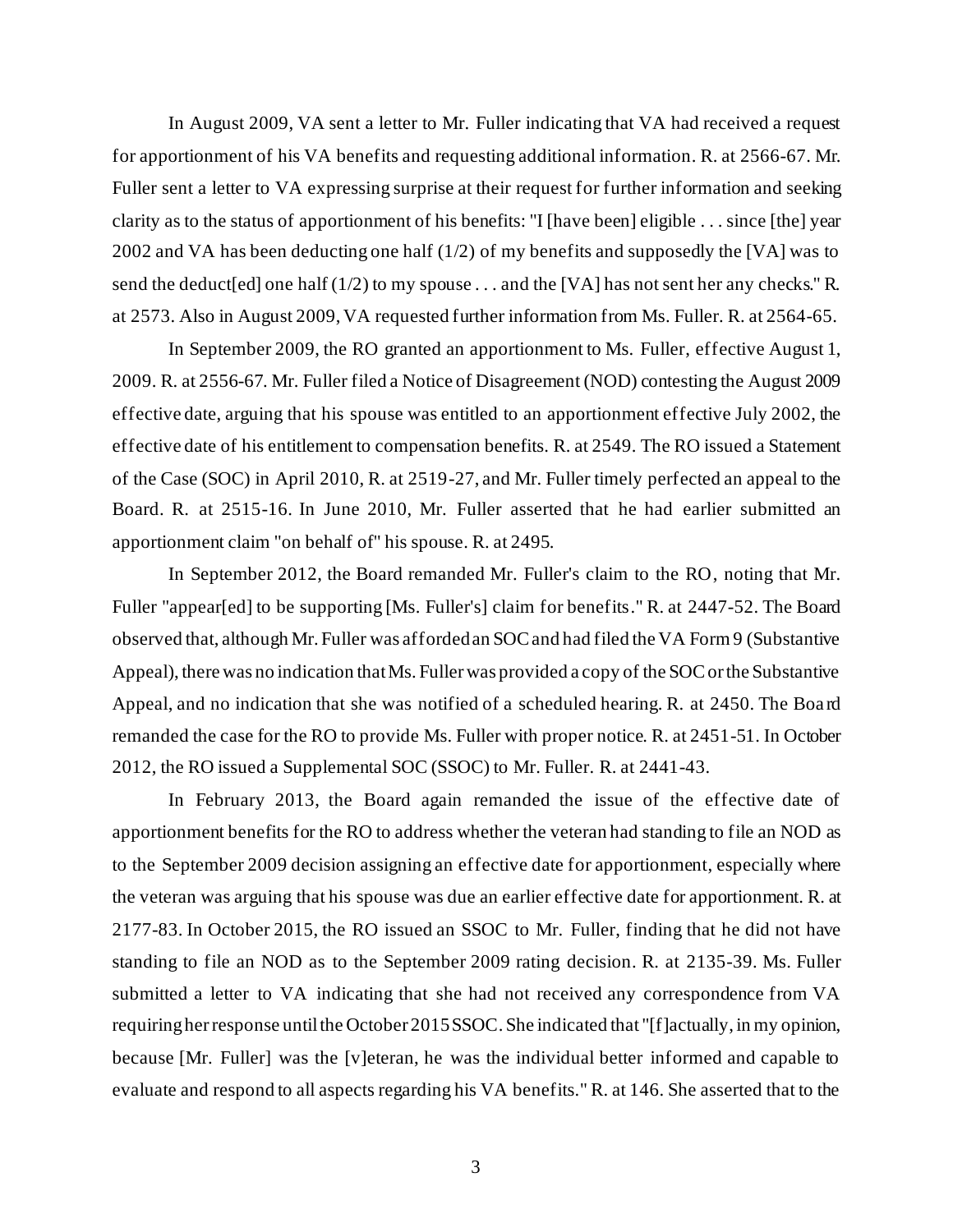In August 2009, VA sent a letter to Mr. Fuller indicating that VA had received a request for apportionment of his VA benefits and requesting additional information. R. at 2566-67. Mr. Fuller sent a letter to VA expressing surprise at their request for further information and seeking clarity as to the status of apportionment of his benefits: "I [have been] eligible . . . since [the] year 2002 and VA has been deducting one half (1/2) of my benefits and supposedly the [VA] was to send the deduct[ed] one half (1/2) to my spouse . . . and the [VA] has not sent her any checks." R. at 2573. Also in August 2009, VA requested further information from Ms. Fuller. R. at 2564-65.

In September 2009, the RO granted an apportionment to Ms. Fuller, effective August 1, 2009. R. at 2556-67. Mr. Fuller filed a Notice of Disagreement (NOD) contesting the August 2009 effective date, arguing that his spouse was entitled to an apportionment effective July 2002, the effective date of his entitlement to compensation benefits. R. at 2549. The RO issued a Statement of the Case (SOC) in April 2010, R. at 2519-27, and Mr. Fuller timely perfected an appeal to the Board. R. at 2515-16. In June 2010, Mr. Fuller asserted that he had earlier submitted an apportionment claim "on behalf of" his spouse. R. at 2495.

In September 2012, the Board remanded Mr. Fuller's claim to the RO, noting that Mr. Fuller "appear[ed] to be supporting [Ms. Fuller's] claim for benefits." R. at 2447-52. The Board observed that, although Mr. Fuller was afforded an SOC and had filed the VA Form 9 (Substantive Appeal), there was no indication that Ms. Fuller was provided a copy of the SOC or the Substantive Appeal, and no indication that she was notified of a scheduled hearing. R. at 2450. The Board remanded the case for the RO to provide Ms. Fuller with proper notice. R. at 2451-51. In October 2012, the RO issued a Supplemental SOC (SSOC) to Mr. Fuller. R. at 2441-43.

In February 2013, the Board again remanded the issue of the effective date of apportionment benefits for the RO to address whether the veteran had standing to file an NOD as to the September 2009 decision assigning an effective date for apportionment, especially where the veteran was arguing that his spouse was due an earlier effective date for apportionment. R. at 2177-83. In October 2015, the RO issued an SSOC to Mr. Fuller, finding that he did not have standing to file an NOD as to the September 2009 rating decision. R. at 2135-39. Ms. Fuller submitted a letter to VA indicating that she had not received any correspondence from VA requiring her response until the October 2015 SSOC. She indicated that "[f]actually, in my opinion, because [Mr. Fuller] was the [v]eteran, he was the individual better informed and capable to evaluate and respond to all aspects regarding his VA benefits." R. at 146. She asserted that to the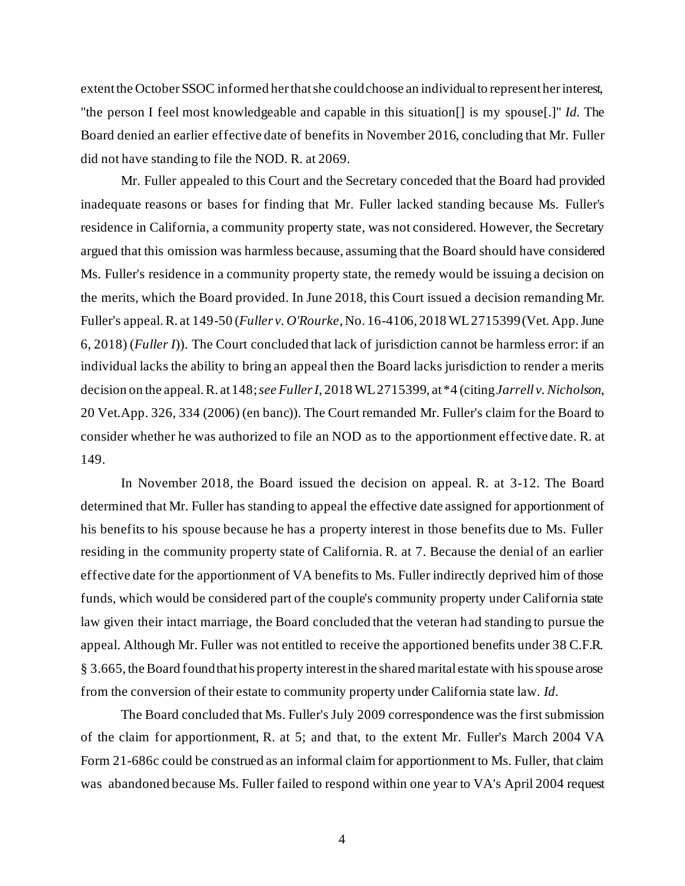extent the October SSOC informed her that she could choose an individual to represent her interest, "the person I feel most knowledgeable and capable in this situation[] is my spouse[.]" *Id*. The Board denied an earlier effective date of benefits in November 2016, concluding that Mr. Fuller did not have standing to file the NOD. R. at 2069.

Mr. Fuller appealed to this Court and the Secretary conceded that the Board had provided inadequate reasons or bases for finding that Mr. Fuller lacked standing because Ms. Fuller's residence in California, a community property state, was not considered. However, the Secretary argued that this omission was harmless because, assuming that the Board should have considered Ms. Fuller's residence in a community property state, the remedy would be issuing a decision on the merits, which the Board provided. In June 2018, this Court issued a decision remanding Mr. Fuller's appeal. R. at 149-50 (*Fuller v. O'Rourke*, No. 16-4106, 2018 WL 2715399 (Vet. App. June 6, 2018) (*Fuller I*)). The Court concluded that lack of jurisdiction cannot be harmless error: if an individual lacks the ability to bring an appeal then the Board lacks jurisdiction to render a merits decision on the appeal. R. at 148; *see Fuller I*, 2018 WL 2715399, at *4 (citing *Jarrell v. Nicholson*, 20 Vet.App. 326, 334 (2006) (en banc)). The Court remanded Mr. Fuller's claim for the Board to consider whether he was authorized to file an NOD as to the apportionment effective date. R. at 149.

In November 2018, the Board issued the decision on appeal. R. at 3-12. The Board determined that Mr. Fuller has standing to appeal the effective date assigned for apportionment of his benefits to his spouse because he has a property interest in those benefits due to Ms. Fuller residing in the community property state of California. R. at 7. Because the denial of an earlier effective date for the apportionment of VA benefits to Ms. Fuller indirectly deprived him of those funds, which would be considered part of the couple's community property under California state law given their intact marriage, the Board concluded that the veteran had standing to pursue the appeal. Although Mr. Fuller was not entitled to receive the apportioned benefits under 38 C.F.R. § 3.665, the Board found that his property interest in the shared marital estate with his spouse arose from the conversion of their estate to community property under California state law. *Id*.

The Board concluded that Ms. Fuller's July 2009 correspondence was the first submission of the claim for apportionment, R. at 5; and that, to the extent Mr. Fuller's March 2004 VA Form 21-686c could be construed as an informal claim for apportionment to Ms. Fuller, that claim was abandoned because Ms. Fuller failed to respond within one year to VA's April 2004 request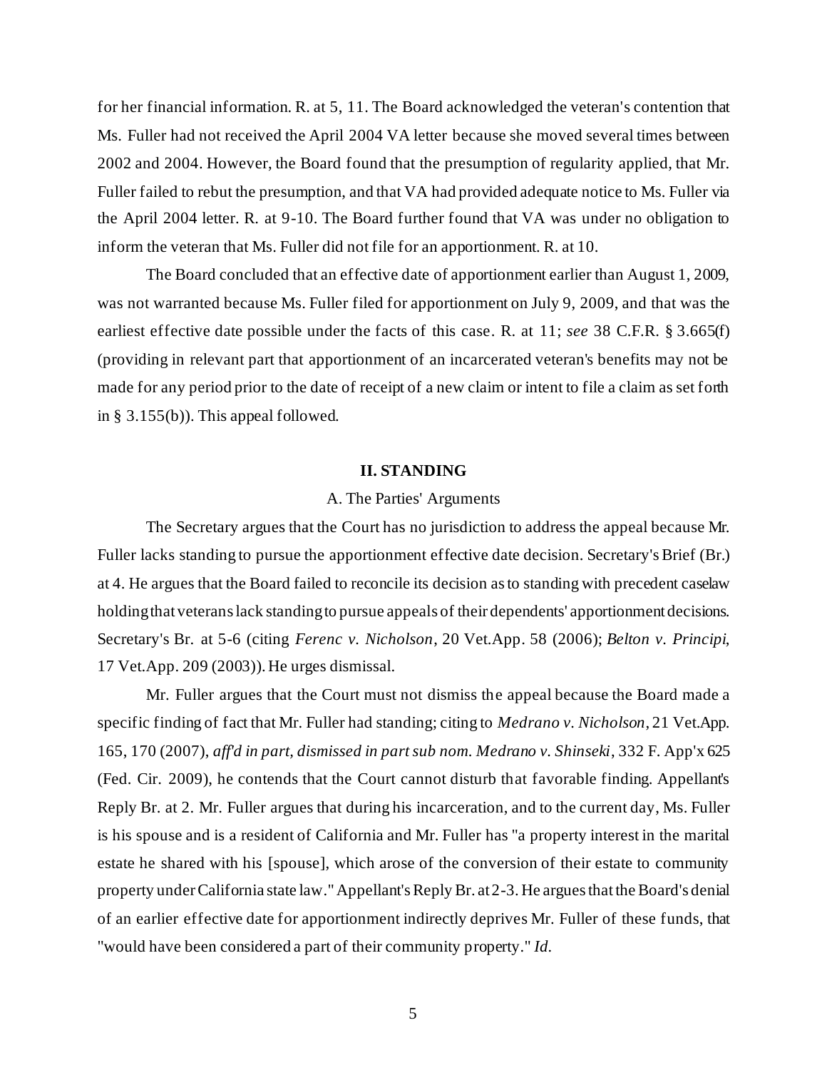for her financial information. R. at 5, 11. The Board acknowledged the veteran's contention that Ms. Fuller had not received the April 2004 VA letter because she moved several times between 2002 and 2004. However, the Board found that the presumption of regularity applied, that Mr. Fuller failed to rebut the presumption, and that VA had provided adequate notice to Ms. Fuller via the April 2004 letter. R. at 9-10. The Board further found that VA was under no obligation to inform the veteran that Ms. Fuller did not file for an apportionment. R. at 10.

The Board concluded that an effective date of apportionment earlier than August 1, 2009, was not warranted because Ms. Fuller filed for apportionment on July 9, 2009, and that was the earliest effective date possible under the facts of this case. R. at 11; *see* 38 C.F.R. § 3.665(f) (providing in relevant part that apportionment of an incarcerated veteran's benefits may not be made for any period prior to the date of receipt of a new claim or intent to file a claim as set forth in § 3.155(b)). This appeal followed.

## II. STANDING

### A. The Parties' Arguments

The Secretary argues that the Court has no jurisdiction to address the appeal because Mr. Fuller lacks standing to pursue the apportionment effective date decision. Secretary's Brief (Br.) at 4. He argues that the Board failed to reconcile its decision as to standing with precedent caselaw holding that veterans lack standing to pursue appeals of their dependents' apportionment decisions. Secretary's Br. at 5-6 (citing *Ferenc v. Nicholson*, 20 Vet.App. 58 (2006); *Belton v. Principi*, 17 Vet.App. 209 (2003)). He urges dismissal.

Mr. Fuller argues that the Court must not dismiss the appeal because the Board made a specific finding of fact that Mr. Fuller had standing; citing to *Medrano v. Nicholson*, 21 Vet.App. 165, 170 (2007), *aff'd in part, dismissed in part sub nom. Medrano v. Shinseki*, 332 F. App'x 625 (Fed. Cir. 2009), he contends that the Court cannot disturb that favorable finding. Appellant's Reply Br. at 2. Mr. Fuller argues that during his incarceration, and to the current day, Ms. Fuller is his spouse and is a resident of California and Mr. Fuller has "a property interest in the marital estate he shared with his [spouse], which arose of the conversion of their estate to community property under California state law." Appellant's Reply Br. at 2-3. He argues that the Board's denial of an earlier effective date for apportionment indirectly deprives Mr. Fuller of these funds, that "would have been considered a part of their community property." *Id.*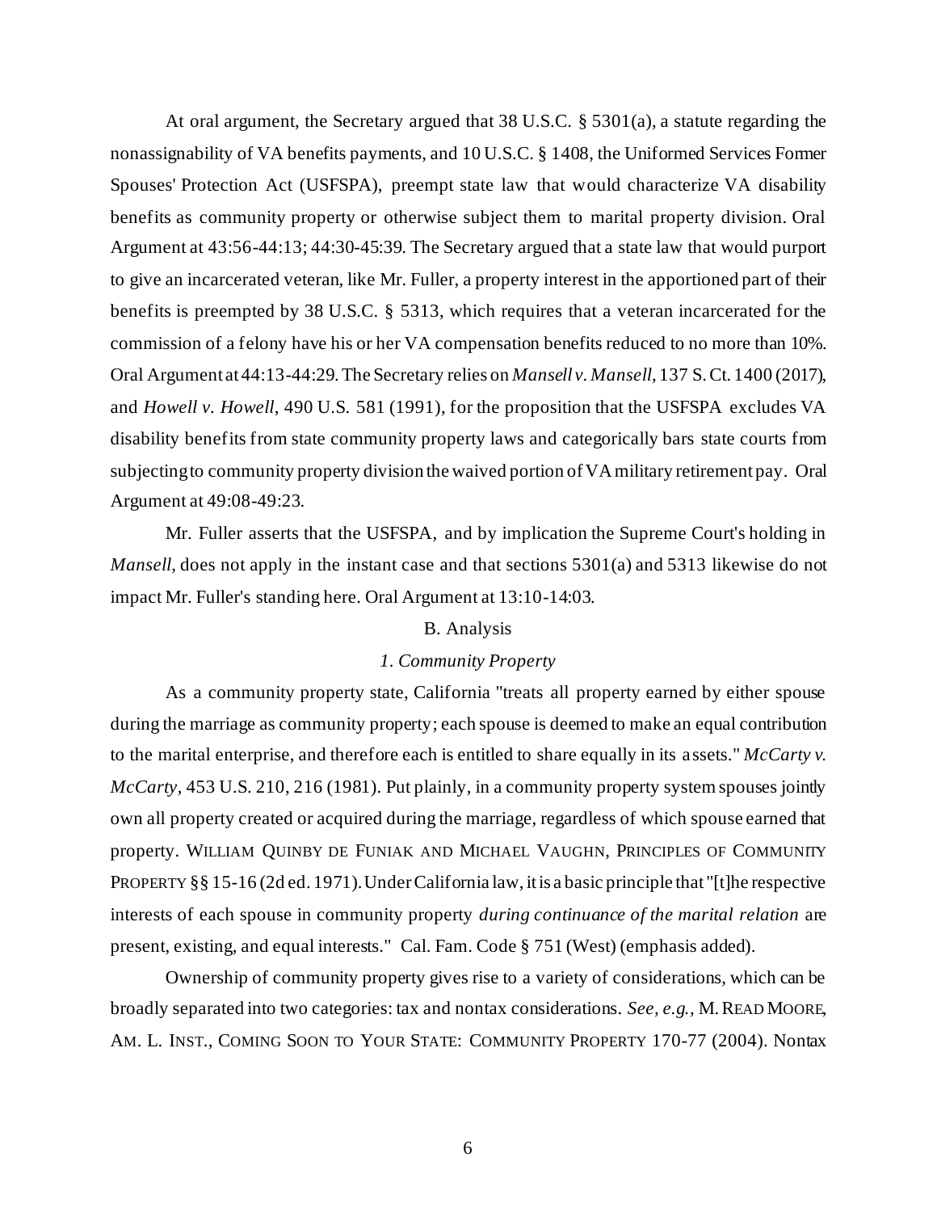At oral argument, the Secretary argued that 38 U.S.C. § 5301(a), a statute regarding the nonassignability of VA benefits payments, and 10 U.S.C. § 1408, the Uniformed Services Former Spouses' Protection Act (USFSPA), preempt state law that would characterize VA disability benefits as community property or otherwise subject them to marital property division. Oral Argument at 43:56-44:13; 44:30-45:39. The Secretary argued that a state law that would purport to give an incarcerated veteran, like Mr. Fuller, a property interest in the apportioned part of their benefits is preempted by 38 U.S.C. § 5313, which requires that a veteran incarcerated for the commission of a felony have his or her VA compensation benefits reduced to no more than 10%. Oral Argument at 44:13-44:29. The Secretary relies on *Mansell v. Mansell*, 137 S. Ct. 1400 (2017), and *Howell v. Howell*, 490 U.S. 581 (1991), for the proposition that the USFSPA excludes VA disability benefits from state community property laws and categorically bars state courts from subjecting to community property division the waived portion of VA military retirement pay. Oral Argument at 49:08-49:23.

Mr. Fuller asserts that the USFSPA, and by implication the Supreme Court's holding in *Mansell*, does not apply in the instant case and that sections 5301(a) and 5313 likewise do not impact Mr. Fuller's standing here. Oral Argument at 13:10-14:03.

## B. Analysis

### *1. Community Property*

As a community property state, California "treats all property earned by either spouse during the marriage as community property; each spouse is deemed to make an equal contribution to the marital enterprise, and therefore each is entitled to share equally in its assets." *McCarty v. McCarty*, 453 U.S. 210, 216 (1981). Put plainly, in a community property system spouses jointly own all property created or acquired during the marriage, regardless of which spouse earned that property. WILLIAM QUINBY DE FUNIAK AND MICHAEL VAUGHN, PRINCIPLES OF COMMUNITY PROPERTY §§ 15-16 (2d ed. 1971). Under California law, it is a basic principle that "[t]he respective interests of each spouse in community property *during continuance of the marital relation* are present, existing, and equal interests." Cal. Fam. Code § 751 (West) (emphasis added).

Ownership of community property gives rise to a variety of considerations, which can be broadly separated into two categories: tax and nontax considerations. *See, e.g.*, M. READ MOORE, AM. L. INST., COMING SOON TO YOUR STATE: COMMUNITY PROPERTY 170-77 (2004). Nontax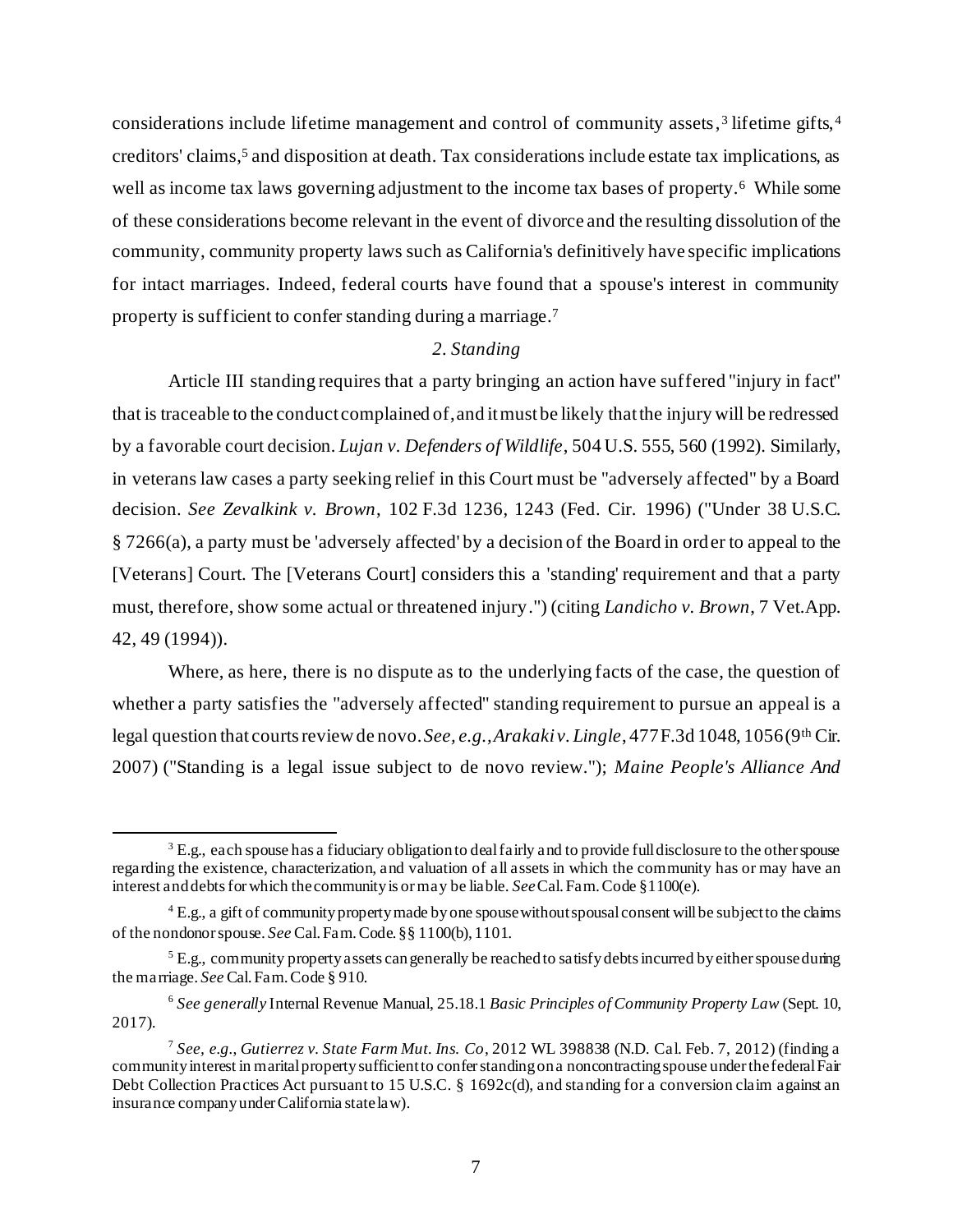considerations include lifetime management and control of community assets,[3] lifetime gifts,[4] creditors' claims,[5] and disposition at death. Tax considerations include estate tax implications, as well as income tax laws governing adjustment to the income tax bases of property.[6] While some of these considerations become relevant in the event of divorce and the resulting dissolution of the community, community property laws such as California's definitively have specific implications for intact marriages. Indeed, federal courts have found that a spouse's interest in community property is sufficient to confer standing during a marriage.[7]

*2. Standing*

Article III standing requires that a party bringing an action have suffered "injury in fact" that is traceable to the conduct complained of, and it must be likely that the injury will be redressed by a favorable court decision. *Lujan v. Defenders of Wildlife*, 504 U.S. 555, 560 (1992). Similarly, in veterans law cases a party seeking relief in this Court must be "adversely affected" by a Board decision. *See Zevalkink v. Brown*, 102 F.3d 1236, 1243 (Fed. Cir. 1996) ("Under 38 U.S.C. § 7266(a), a party must be 'adversely affected' by a decision of the Board in order to appeal to the [Veterans] Court. The [Veterans Court] considers this a 'standing' requirement and that a party must, therefore, show some actual or threatened injury.") (citing *Landicho v. Brown*, 7 Vet.App. 42, 49 (1994)).

Where, as here, there is no dispute as to the underlying facts of the case, the question of whether a party satisfies the "adversely affected" standing requirement to pursue an appeal is a legal question that courts review de novo. *See, e.g.*, *Arakaki v. Lingle*, 477 F.3d 1048, 1056 (9th Cir. 2007) ("Standing is a legal issue subject to de novo review."); *Maine People's Alliance And*

---

[3] E.g., each spouse has a fiduciary obligation to deal fairly and to provide full disclosure to the other spouse regarding the existence, characterization, and valuation of all assets in which the community has or may have an interest and debts for which the community is or may be liable. *See* Cal. Fam. Code § 1100(e).

[4] E.g., a gift of community property made by one spouse without spousal consent will be subject to the claims of the nondonor spouse. *See* Cal. Fam. Code. §§ 1100(b), 1101.

[5] E.g., community property assets can generally be reached to satisfy debts incurred by either spouse during the marriage. *See* Cal. Fam. Code § 910.

[6] *See generally* Internal Revenue Manual, 25.18.1 *Basic Principles of Community Property Law* (Sept. 10, 2017).

[7] *See, e.g.*, *Gutierrez v. State Farm Mut. Ins. Co*, 2012 WL 398838 (N.D. Cal. Feb. 7, 2012) (finding a community interest in marital property sufficient to confer standing on a noncontracting spouse under the federal Fair Debt Collection Practices Act pursuant to 15 U.S.C. § 1692c(d), and standing for a conversion claim against an insurance company under California state law).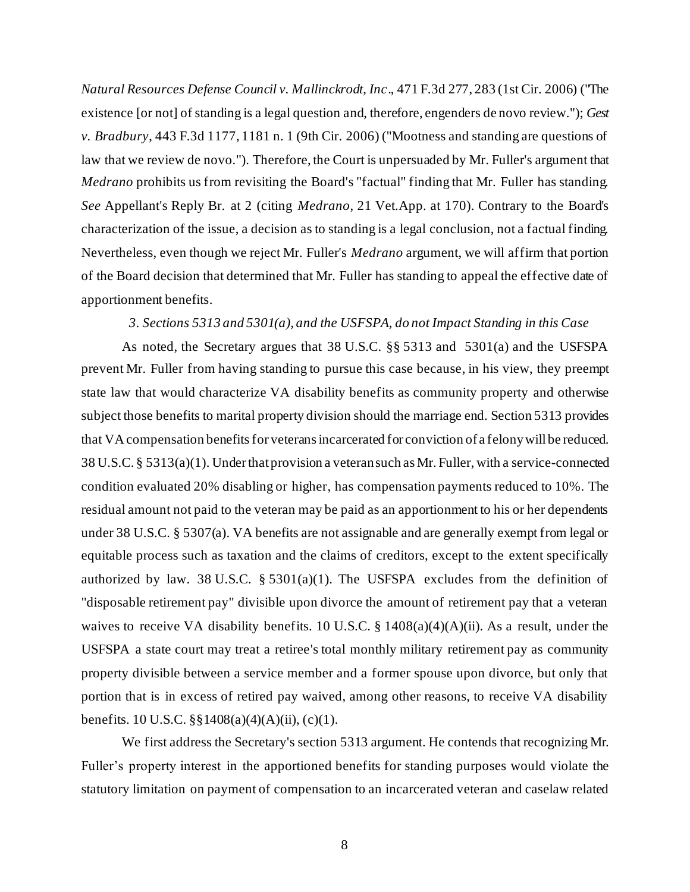*Natural Resources Defense Council v. Mallinckrodt, Inc*., 471 F.3d 277, 283 (1st Cir. 2006) ("The existence [or not] of standing is a legal question and, therefore, engenders de novo review."); *Gest v. Bradbury*, 443 F.3d 1177, 1181 n. 1 (9th Cir. 2006) ("Mootness and standing are questions of law that we review de novo."). Therefore, the Court is unpersuaded by Mr. Fuller's argument that *Medrano* prohibits us from revisiting the Board's "factual" finding that Mr. Fuller has standing. *See* Appellant's Reply Br. at 2 (citing *Medrano*, 21 Vet.App. at 170). Contrary to the Board's characterization of the issue, a decision as to standing is a legal conclusion, not a factual finding. Nevertheless, even though we reject Mr. Fuller's *Medrano* argument, we will affirm that portion of the Board decision that determined that Mr. Fuller has standing to appeal the effective date of apportionment benefits.

*3. Sections 5313 and 5301(a), and the USFSPA, do not Impact Standing in this Case*

As noted, the Secretary argues that 38 U.S.C. §§ 5313 and 5301(a) and the USFSPA prevent Mr. Fuller from having standing to pursue this case because, in his view, they preempt state law that would characterize VA disability benefits as community property and otherwise subject those benefits to marital property division should the marriage end. Section 5313 provides that VA compensation benefits for veterans incarcerated for conviction of a felony will be reduced. 38 U.S.C. § 5313(a)(1). Under that provision a veteran such as Mr. Fuller, with a service-connected condition evaluated 20% disabling or higher, has compensation payments reduced to 10%. The residual amount not paid to the veteran may be paid as an apportionment to his or her dependents under 38 U.S.C. § 5307(a). VA benefits are not assignable and are generally exempt from legal or equitable process such as taxation and the claims of creditors, except to the extent specifically authorized by law. 38 U.S.C. § 5301(a)(1). The USFSPA excludes from the definition of "disposable retirement pay" divisible upon divorce the amount of retirement pay that a veteran waives to receive VA disability benefits. 10 U.S.C. § 1408(a)(4)(A)(ii). As a result, under the USFSPA a state court may treat a retiree's total monthly military retirement pay as community property divisible between a service member and a former spouse upon divorce, but only that portion that is in excess of retired pay waived, among other reasons, to receive VA disability benefits. 10 U.S.C. §§1408(a)(4)(A)(ii), (c)(1).

We first address the Secretary's section 5313 argument. He contends that recognizing Mr. Fuller's property interest in the apportioned benefits for standing purposes would violate the statutory limitation on payment of compensation to an incarcerated veteran and caselaw related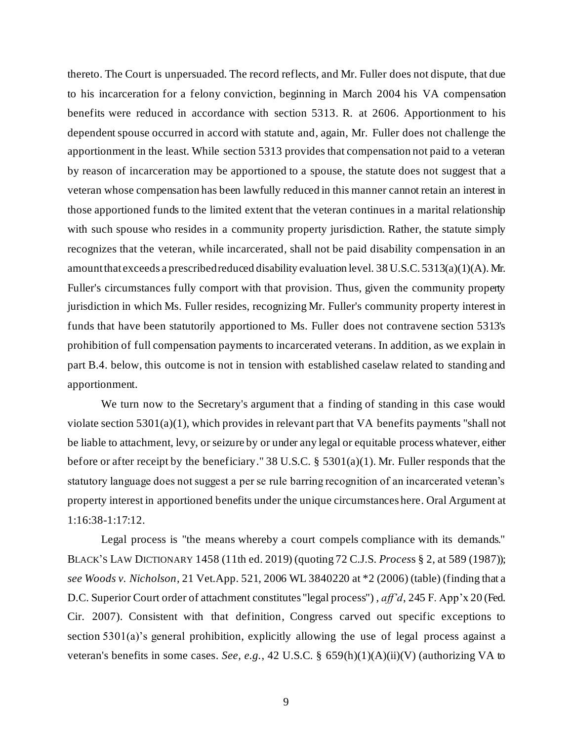thereto. The Court is unpersuaded. The record reflects, and Mr. Fuller does not dispute, that due to his incarceration for a felony conviction, beginning in March 2004 his VA compensation benefits were reduced in accordance with section 5313. R. at 2606. Apportionment to his dependent spouse occurred in accord with statute and, again, Mr. Fuller does not challenge the apportionment in the least. While section 5313 provides that compensation not paid to a veteran by reason of incarceration may be apportioned to a spouse, the statute does not suggest that a veteran whose compensation has been lawfully reduced in this manner cannot retain an interest in those apportioned funds to the limited extent that the veteran continues in a marital relationship with such spouse who resides in a community property jurisdiction. Rather, the statute simply recognizes that the veteran, while incarcerated, shall not be paid disability compensation in an amount that exceeds a prescribed reduced disability evaluation level. 38 U.S.C. 5313(a)(1)(A). Mr. Fuller's circumstances fully comport with that provision. Thus, given the community property jurisdiction in which Ms. Fuller resides, recognizing Mr. Fuller's community property interest in funds that have been statutorily apportioned to Ms. Fuller does not contravene section 5313's prohibition of full compensation payments to incarcerated veterans. In addition, as we explain in part B.4. below, this outcome is not in tension with established caselaw related to standing and apportionment.

We turn now to the Secretary's argument that a finding of standing in this case would violate section 5301(a)(1), which provides in relevant part that VA benefits payments "shall not be liable to attachment, levy, or seizure by or under any legal or equitable process whatever, either before or after receipt by the beneficiary." 38 U.S.C. § 5301(a)(1). Mr. Fuller responds that the statutory language does not suggest a per se rule barring recognition of an incarcerated veteran's property interest in apportioned benefits under the unique circumstances here. Oral Argument at 1:16:38-1:17:12.

Legal process is "the means whereby a court compels compliance with its demands." BLACK'S LAW DICTIONARY 1458 (11th ed. 2019) (quoting 72 C.J.S. *Process* § 2, at 589 (1987)); *see Woods v. Nicholson*, 21 Vet.App. 521, 2006 WL 3840220 at *2 (2006) (table) (finding that a D.C. Superior Court order of attachment constitutes "legal process") , *aff'd*, 245 F. App'x 20 (Fed. Cir. 2007). Consistent with that definition, Congress carved out specific exceptions to section 5301(a)'s general prohibition, explicitly allowing the use of legal process against a veteran's benefits in some cases. *See, e.g.*, 42 U.S.C. § 659(h)(1)(A)(ii)(V) (authorizing VA to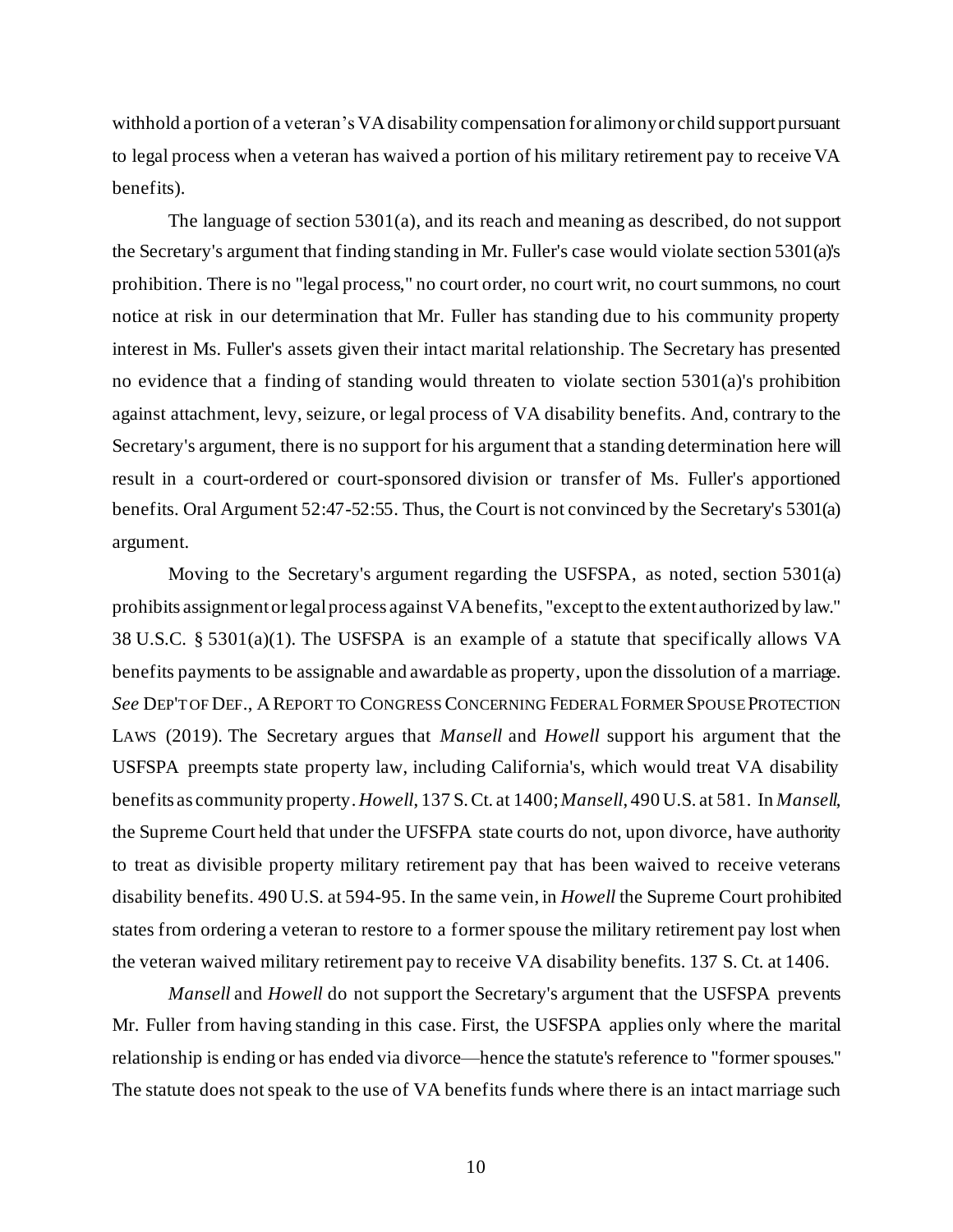withhold a portion of a veteran's VA disability compensation for alimony or child support pursuant to legal process when a veteran has waived a portion of his military retirement pay to receive VA benefits).

The language of section 5301(a), and its reach and meaning as described, do not support the Secretary's argument that finding standing in Mr. Fuller's case would violate section 5301(a)'s prohibition. There is no "legal process," no court order, no court writ, no court summons, no court notice at risk in our determination that Mr. Fuller has standing due to his community property interest in Ms. Fuller's assets given their intact marital relationship. The Secretary has presented no evidence that a finding of standing would threaten to violate section 5301(a)'s prohibition against attachment, levy, seizure, or legal process of VA disability benefits. And, contrary to the Secretary's argument, there is no support for his argument that a standing determination here will result in a court-ordered or court-sponsored division or transfer of Ms. Fuller's apportioned benefits. Oral Argument 52:47-52:55. Thus, the Court is not convinced by the Secretary's 5301(a) argument.

Moving to the Secretary's argument regarding the USFSPA, as noted, section 5301(a) prohibits assignment or legal process against VA benefits, "except to the extent authorized by law." 38 U.S.C. § 5301(a)(1). The USFSPA is an example of a statute that specifically allows VA benefits payments to be assignable and awardable as property, upon the dissolution of a marriage. *See* DEP'T OF DEF., A REPORT TO CONGRESS CONCERNING FEDERAL FORMER SPOUSE PROTECTION LAWS (2019). The Secretary argues that *Mansell* and *Howell* support his argument that the USFSPA preempts state property law, including California's, which would treat VA disability benefits as community property. *Howell*, 137 S. Ct. at 1400; *Mansell*, 490 U.S. at 581. In *Mansell*, the Supreme Court held that under the UFSFPA state courts do not, upon divorce, have authority to treat as divisible property military retirement pay that has been waived to receive veterans disability benefits. 490 U.S. at 594-95. In the same vein, in *Howell* the Supreme Court prohibited states from ordering a veteran to restore to a former spouse the military retirement pay lost when the veteran waived military retirement pay to receive VA disability benefits. 137 S. Ct. at 1406.

*Mansell* and *Howell* do not support the Secretary's argument that the USFSPA prevents Mr. Fuller from having standing in this case. First, the USFSPA applies only where the marital relationship is ending or has ended via divorce—hence the statute's reference to "former spouses." The statute does not speak to the use of VA benefits funds where there is an intact marriage such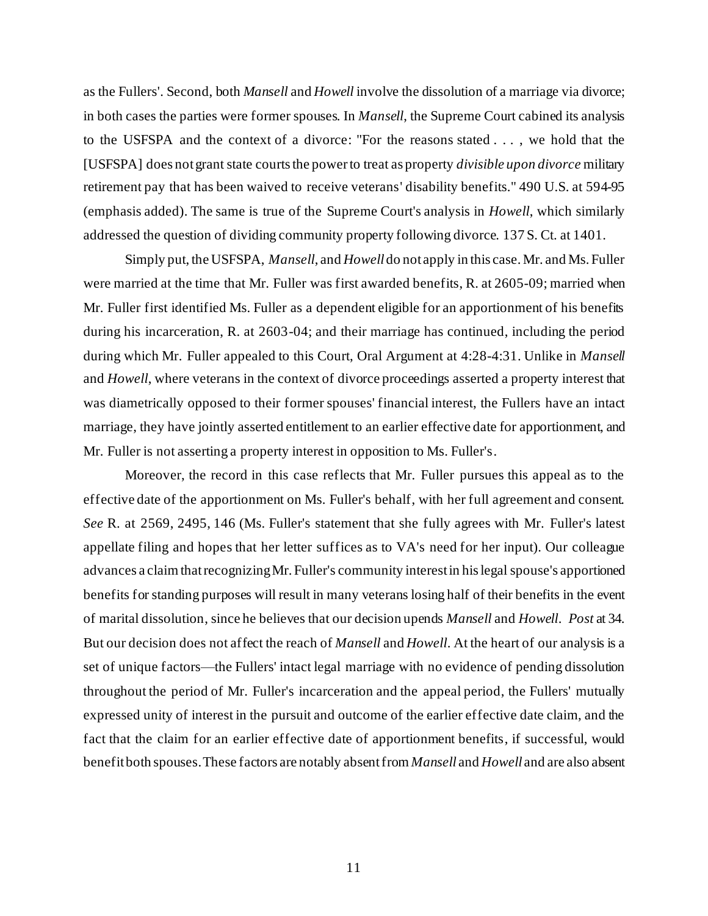as the Fullers'. Second, both *Mansell* and *Howell* involve the dissolution of a marriage via divorce; in both cases the parties were former spouses. In *Mansell*, the Supreme Court cabined its analysis to the USFSPA and the context of a divorce: "For the reasons stated . . . , we hold that the [USFSPA] does not grant state courts the power to treat as property *divisible upon divorce* military retirement pay that has been waived to receive veterans' disability benefits." 490 U.S. at 594-95 (emphasis added). The same is true of the Supreme Court's analysis in *Howell*, which similarly addressed the question of dividing community property following divorce. 137 S. Ct. at 1401.

Simply put, the USFSPA, *Mansell*, and *Howell* do not apply in this case. Mr. and Ms. Fuller were married at the time that Mr. Fuller was first awarded benefits, R. at 2605-09; married when Mr. Fuller first identified Ms. Fuller as a dependent eligible for an apportionment of his benefits during his incarceration, R. at 2603-04; and their marriage has continued, including the period during which Mr. Fuller appealed to this Court, Oral Argument at 4:28-4:31. Unlike in *Mansell* and *Howell*, where veterans in the context of divorce proceedings asserted a property interest that was diametrically opposed to their former spouses' financial interest, the Fullers have an intact marriage, they have jointly asserted entitlement to an earlier effective date for apportionment, and Mr. Fuller is not asserting a property interest in opposition to Ms. Fuller's.

Moreover, the record in this case reflects that Mr. Fuller pursues this appeal as to the effective date of the apportionment on Ms. Fuller's behalf, with her full agreement and consent. *See* R. at 2569, 2495, 146 (Ms. Fuller's statement that she fully agrees with Mr. Fuller's latest appellate filing and hopes that her letter suffices as to VA's need for her input). Our colleague advances a claim that recognizing Mr. Fuller's community interest in his legal spouse's apportioned benefits for standing purposes will result in many veterans losing half of their benefits in the event of marital dissolution, since he believes that our decision upends *Mansell* and *Howell*. *Post* at 34. But our decision does not affect the reach of *Mansell* and *Howell*. At the heart of our analysis is a set of unique factors—the Fullers' intact legal marriage with no evidence of pending dissolution throughout the period of Mr. Fuller's incarceration and the appeal period, the Fullers' mutually expressed unity of interest in the pursuit and outcome of the earlier effective date claim, and the fact that the claim for an earlier effective date of apportionment benefits, if successful, would benefit both spouses. These factors are notably absent from *Mansell* and *Howell* and are also absent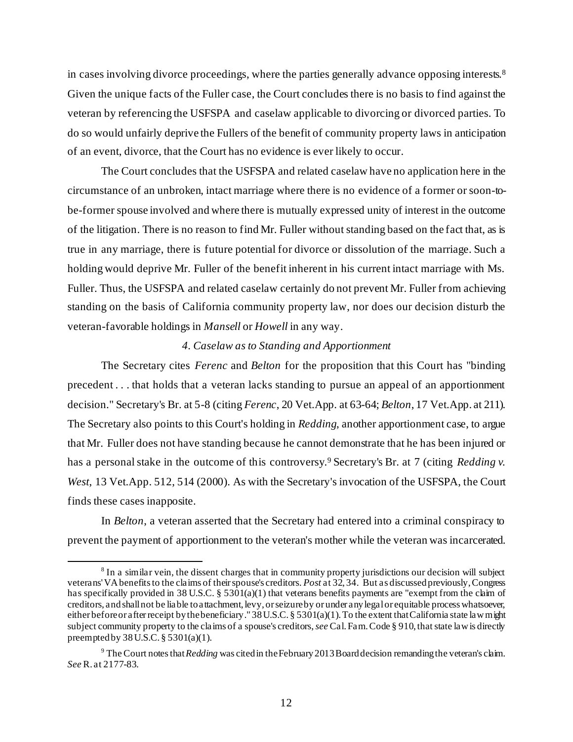in cases involving divorce proceedings, where the parties generally advance opposing interests.[8] Given the unique facts of the Fuller case, the Court concludes there is no basis to find against the veteran by referencing the USFSPA and caselaw applicable to divorcing or divorced parties. To do so would unfairly deprive the Fullers of the benefit of community property laws in anticipation of an event, divorce, that the Court has no evidence is ever likely to occur.

The Court concludes that the USFSPA and related caselaw have no application here in the circumstance of an unbroken, intact marriage where there is no evidence of a former or soon-to-be-former spouse involved and where there is mutually expressed unity of interest in the outcome of the litigation. There is no reason to find Mr. Fuller without standing based on the fact that, as is true in any marriage, there is future potential for divorce or dissolution of the marriage. Such a holding would deprive Mr. Fuller of the benefit inherent in his current intact marriage with Ms. Fuller. Thus, the USFSPA and related caselaw certainly do not prevent Mr. Fuller from achieving standing on the basis of California community property law, nor does our decision disturb the veteran-favorable holdings in *Mansell* or *Howell* in any way.

*4. Caselaw as to Standing and Apportionment*

The Secretary cites *Ferenc* and *Belton* for the proposition that this Court has "binding precedent . . . that holds that a veteran lacks standing to pursue an appeal of an apportionment decision." Secretary's Br. at 5-8 (citing *Ferenc*, 20 Vet.App. at 63-64; *Belton*, 17 Vet.App. at 211). The Secretary also points to this Court's holding in *Redding*, another apportionment case, to argue that Mr. Fuller does not have standing because he cannot demonstrate that he has been injured or has a personal stake in the outcome of this controversy.[9] Secretary's Br. at 7 (citing *Redding v. West*, 13 Vet.App. 512, 514 (2000). As with the Secretary's invocation of the USFSPA, the Court finds these cases inapposite.

In *Belton*, a veteran asserted that the Secretary had entered into a criminal conspiracy to prevent the payment of apportionment to the veteran's mother while the veteran was incarcerated.

---

[8] In a similar vein, the dissent charges that in community property jurisdictions our decision will subject veterans' VA benefits to the claims of their spouse's creditors. *Post* at 32, 34. But as discussed previously, Congress has specifically provided in 38 U.S.C. § 5301(a)(1) that veterans benefits payments are "exempt from the claim of creditors, and shall not be liable to attachment, levy, or seizure by or under any legal or equitable process whatsoever, either before or after receipt by the beneficiary." 38 U.S.C. § 5301(a)(1). To the extent that California state law might subject community property to the claims of a spouse's creditors, *see* Cal. Fam. Code § 910, that state law is directly preempted by 38 U.S.C. § 5301(a)(1).

[9] The Court notes that *Redding* was cited in the February 2013 Board decision remanding the veteran's claim. *See* R. at 2177-83.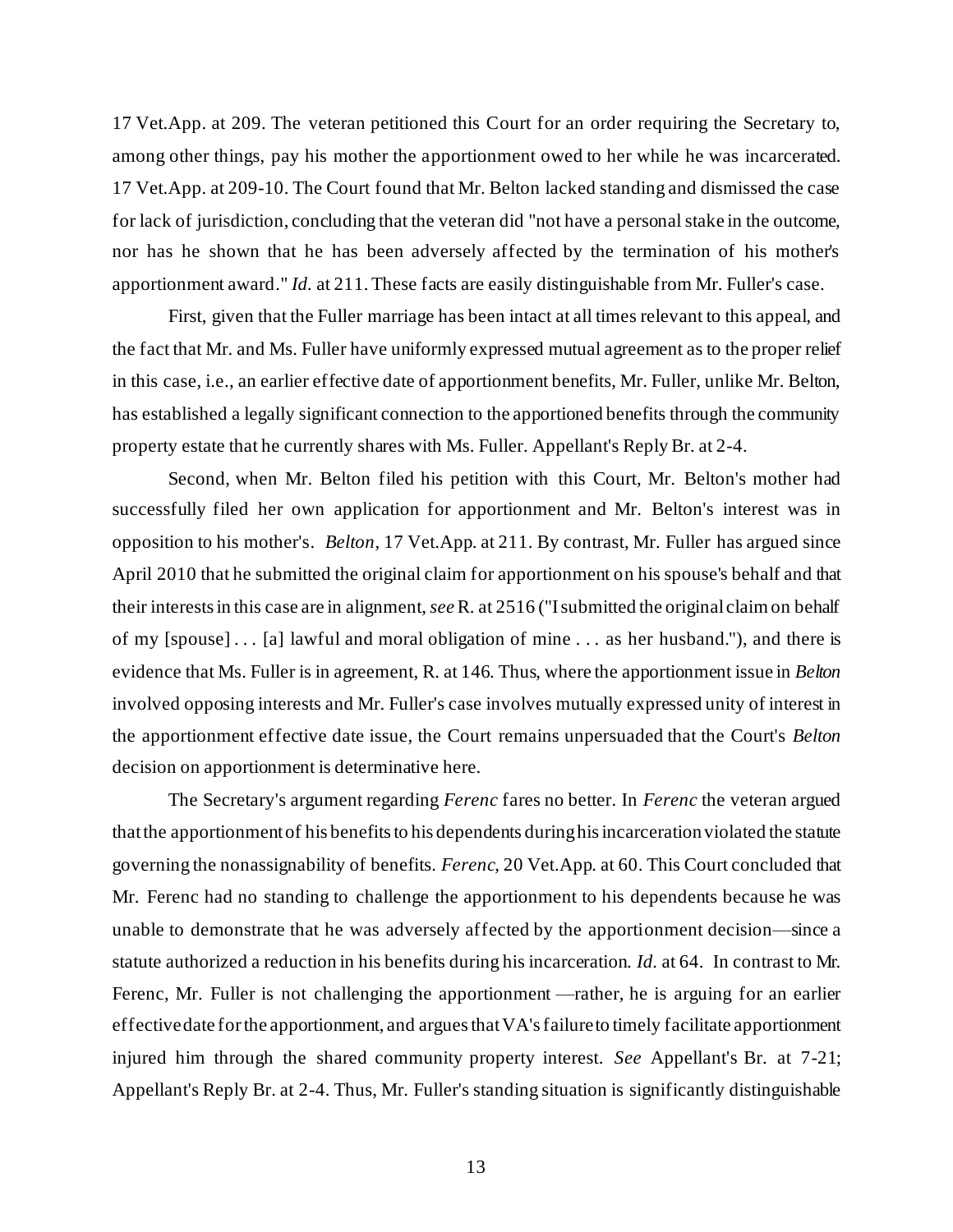17 Vet.App. at 209. The veteran petitioned this Court for an order requiring the Secretary to, among other things, pay his mother the apportionment owed to her while he was incarcerated. 17 Vet.App. at 209-10. The Court found that Mr. Belton lacked standing and dismissed the case for lack of jurisdiction, concluding that the veteran did "not have a personal stake in the outcome, nor has he shown that he has been adversely affected by the termination of his mother's apportionment award." *Id.* at 211. These facts are easily distinguishable from Mr. Fuller's case.

First, given that the Fuller marriage has been intact at all times relevant to this appeal, and the fact that Mr. and Ms. Fuller have uniformly expressed mutual agreement as to the proper relief in this case, i.e., an earlier effective date of apportionment benefits, Mr. Fuller, unlike Mr. Belton, has established a legally significant connection to the apportioned benefits through the community property estate that he currently shares with Ms. Fuller. Appellant's Reply Br. at 2-4.

Second, when Mr. Belton filed his petition with this Court, Mr. Belton's mother had successfully filed her own application for apportionment and Mr. Belton's interest was in opposition to his mother's. *Belton*, 17 Vet.App. at 211. By contrast, Mr. Fuller has argued since April 2010 that he submitted the original claim for apportionment on his spouse's behalf and that their interests in this case are in alignment, *see* R. at 2516 ("I submitted the original claim on behalf of my [spouse] . . . [a] lawful and moral obligation of mine . . . as her husband."), and there is evidence that Ms. Fuller is in agreement, R. at 146. Thus, where the apportionment issue in *Belton* involved opposing interests and Mr. Fuller's case involves mutually expressed unity of interest in the apportionment effective date issue, the Court remains unpersuaded that the Court's *Belton* decision on apportionment is determinative here.

The Secretary's argument regarding *Ferenc* fares no better. In *Ferenc* the veteran argued that the apportionment of his benefits to his dependents during his incarceration violated the statute governing the nonassignability of benefits. *Ferenc*, 20 Vet.App. at 60. This Court concluded that Mr. Ferenc had no standing to challenge the apportionment to his dependents because he was unable to demonstrate that he was adversely affected by the apportionment decision—since a statute authorized a reduction in his benefits during his incarceration. *Id.* at 64. In contrast to Mr. Ferenc, Mr. Fuller is not challenging the apportionment —rather, he is arguing for an earlier effective date for the apportionment, and argues that VA's failure to timely facilitate apportionment injured him through the shared community property interest. *See* Appellant's Br. at 7-21; Appellant's Reply Br. at 2-4. Thus, Mr. Fuller's standing situation is significantly distinguishable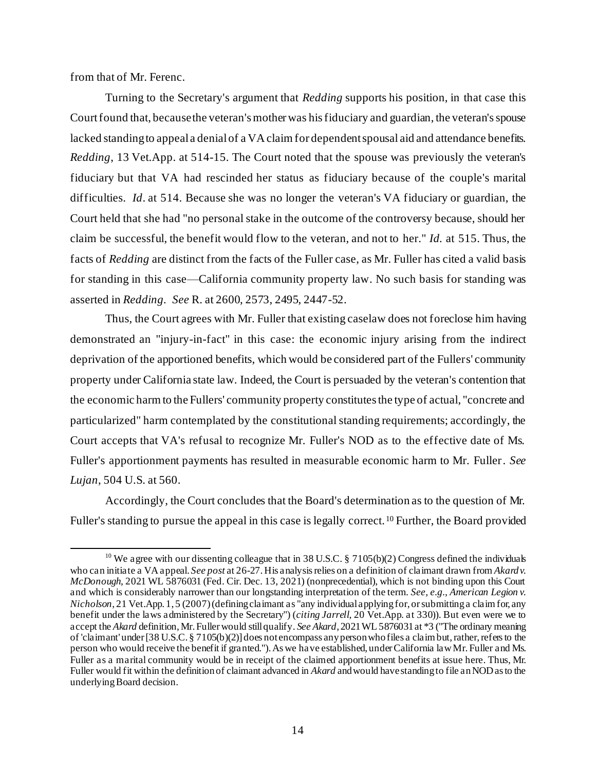from that of Mr. Ferenc.

Turning to the Secretary's argument that *Redding* supports his position, in that case this Court found that, because the veteran's mother was his fiduciary and guardian, the veteran's spouse lacked standing to appeal a denial of a VA claim for dependent spousal aid and attendance benefits. *Redding*, 13 Vet.App. at 514-15. The Court noted that the spouse was previously the veteran's fiduciary but that VA had rescinded her status as fiduciary because of the couple's marital difficulties. *Id*. at 514. Because she was no longer the veteran's VA fiduciary or guardian, the Court held that she had "no personal stake in the outcome of the controversy because, should her claim be successful, the benefit would flow to the veteran, and not to her." *Id.* at 515. Thus, the facts of *Redding* are distinct from the facts of the Fuller case, as Mr. Fuller has cited a valid basis for standing in this case—California community property law. No such basis for standing was asserted in *Redding*. *See* R. at 2600, 2573, 2495, 2447-52.

Thus, the Court agrees with Mr. Fuller that existing caselaw does not foreclose him having demonstrated an "injury-in-fact" in this case: the economic injury arising from the indirect deprivation of the apportioned benefits, which would be considered part of the Fullers' community property under California state law. Indeed, the Court is persuaded by the veteran's contention that the economic harm to the Fullers' community property constitutes the type of actual, "concrete and particularized" harm contemplated by the constitutional standing requirements; accordingly, the Court accepts that VA's refusal to recognize Mr. Fuller's NOD as to the effective date of Ms. Fuller's apportionment payments has resulted in measurable economic harm to Mr. Fuller. *See Lujan*, 504 U.S. at 560.

Accordingly, the Court concludes that the Board's determination as to the question of Mr. Fuller's standing to pursue the appeal in this case is legally correct.[10] Further, the Board provided

[10] We agree with our dissenting colleague that in 38 U.S.C. § 7105(b)(2) Congress defined the individuals who can initiate a VA appeal. *See post* at 26-27. His analysis relies on a definition of claimant drawn from *Akard v. McDonough*, 2021 WL 5876031 (Fed. Cir. Dec. 13, 2021) (nonprecedential), which is not binding upon this Court and which is considerably narrower than our longstanding interpretation of the term. *See, e.g., American Legion v. Nicholson*, 21 Vet.App. 1, 5 (2007) (defining claimant as "any individual applying for, or submitting a claim for, any benefit under the laws administered by the Secretary") (*citing Jarrell*, 20 Vet.App. at 330)). But even were we to accept the *Akard* definition, Mr. Fuller would still qualify. *See Akard*, 2021 WL 5876031 at *3 ("The ordinary meaning of 'claimant' under [38 U.S.C. § 7105(b)(2)] does not encompass any person who files a claim but, rather, refers to the person who would receive the benefit if granted."). As we have established, under California law Mr. Fuller and Ms. Fuller as a marital community would be in receipt of the claimed apportionment benefits at issue here. Thus, Mr. Fuller would fit within the definition of claimant advanced in *Akard* and would have standing to file an NOD as to the underlying Board decision.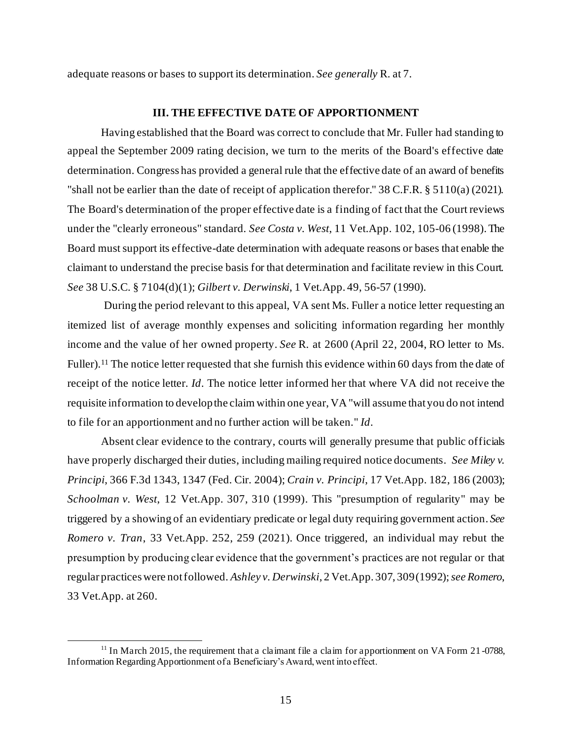adequate reasons or bases to support its determination. *See generally* R. at 7.

### III. THE EFFECTIVE DATE OF APPORTIONMENT

Having established that the Board was correct to conclude that Mr. Fuller had standing to appeal the September 2009 rating decision, we turn to the merits of the Board's effective date determination. Congress has provided a general rule that the effective date of an award of benefits "shall not be earlier than the date of receipt of application therefor." 38 C.F.R. § 5110(a) (2021). The Board's determination of the proper effective date is a finding of fact that the Court reviews under the "clearly erroneous" standard. *See Costa v. West*, 11 Vet.App. 102, 105-06 (1998). The Board must support its effective-date determination with adequate reasons or bases that enable the claimant to understand the precise basis for that determination and facilitate review in this Court. *See* 38 U.S.C. § 7104(d)(1); *Gilbert v. Derwinski*, 1 Vet.App. 49, 56-57 (1990).

During the period relevant to this appeal, VA sent Ms. Fuller a notice letter requesting an itemized list of average monthly expenses and soliciting information regarding her monthly income and the value of her owned property. *See* R. at 2600 (April 22, 2004, RO letter to Ms. Fuller).[11] The notice letter requested that she furnish this evidence within 60 days from the date of receipt of the notice letter. *Id*. The notice letter informed her that where VA did not receive the requisite information to develop the claim within one year, VA "will assume that you do not intend to file for an apportionment and no further action will be taken." *Id*.

Absent clear evidence to the contrary, courts will generally presume that public officials have properly discharged their duties, including mailing required notice documents. *See Miley v. Principi*, 366 F.3d 1343, 1347 (Fed. Cir. 2004); *Crain v. Principi*, 17 Vet.App. 182, 186 (2003); *Schoolman v. West*, 12 Vet.App. 307, 310 (1999). This "presumption of regularity" may be triggered by a showing of an evidentiary predicate or legal duty requiring government action. *See Romero v. Tran*, 33 Vet.App. 252, 259 (2021). Once triggered, an individual may rebut the presumption by producing clear evidence that the government's practices are not regular or that regular practices were not followed. *Ashley v. Derwinski*, 2 Vet.App. 307, 309 (1992); *see Romero*, 33 Vet.App. at 260.

---

[11] In March 2015, the requirement that a claimant file a claim for apportionment on VA Form 21-0788, Information Regarding Apportionment of a Beneficiary's Award, went into effect.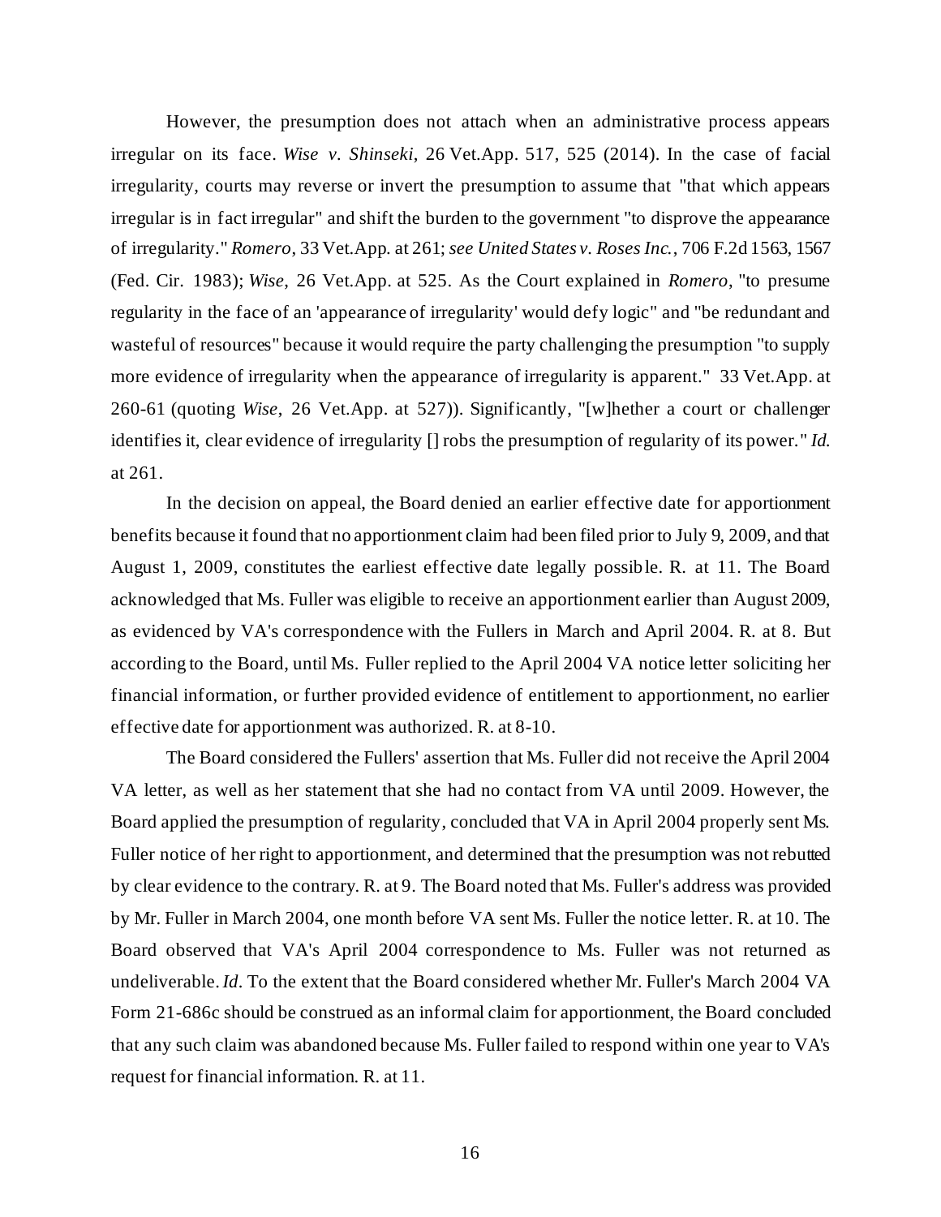However, the presumption does not attach when an administrative process appears irregular on its face. *Wise v. Shinseki*, 26 Vet.App. 517, 525 (2014). In the case of facial irregularity, courts may reverse or invert the presumption to assume that "that which appears irregular is in fact irregular" and shift the burden to the government "to disprove the appearance of irregularity." *Romero*, 33 Vet.App. at 261; *see United States v. Roses Inc.*, 706 F.2d 1563, 1567 (Fed. Cir. 1983); *Wise*, 26 Vet.App. at 525. As the Court explained in *Romero*, "to presume regularity in the face of an 'appearance of irregularity' would defy logic" and "be redundant and wasteful of resources" because it would require the party challenging the presumption "to supply more evidence of irregularity when the appearance of irregularity is apparent." 33 Vet.App. at 260-61 (quoting *Wise*, 26 Vet.App. at 527)). Significantly, "[w]hether a court or challenger identifies it, clear evidence of irregularity [] robs the presumption of regularity of its power." *Id.* at 261.

In the decision on appeal, the Board denied an earlier effective date for apportionment benefits because it found that no apportionment claim had been filed prior to July 9, 2009, and that August 1, 2009, constitutes the earliest effective date legally possible. R. at 11. The Board acknowledged that Ms. Fuller was eligible to receive an apportionment earlier than August 2009, as evidenced by VA's correspondence with the Fullers in March and April 2004. R. at 8. But according to the Board, until Ms. Fuller replied to the April 2004 VA notice letter soliciting her financial information, or further provided evidence of entitlement to apportionment, no earlier effective date for apportionment was authorized. R. at 8-10.

The Board considered the Fullers' assertion that Ms. Fuller did not receive the April 2004 VA letter, as well as her statement that she had no contact from VA until 2009. However, the Board applied the presumption of regularity, concluded that VA in April 2004 properly sent Ms. Fuller notice of her right to apportionment, and determined that the presumption was not rebutted by clear evidence to the contrary. R. at 9. The Board noted that Ms. Fuller's address was provided by Mr. Fuller in March 2004, one month before VA sent Ms. Fuller the notice letter. R. at 10. The Board observed that VA's April 2004 correspondence to Ms. Fuller was not returned as undeliverable. *Id*. To the extent that the Board considered whether Mr. Fuller's March 2004 VA Form 21-686c should be construed as an informal claim for apportionment, the Board concluded that any such claim was abandoned because Ms. Fuller failed to respond within one year to VA's request for financial information. R. at 11.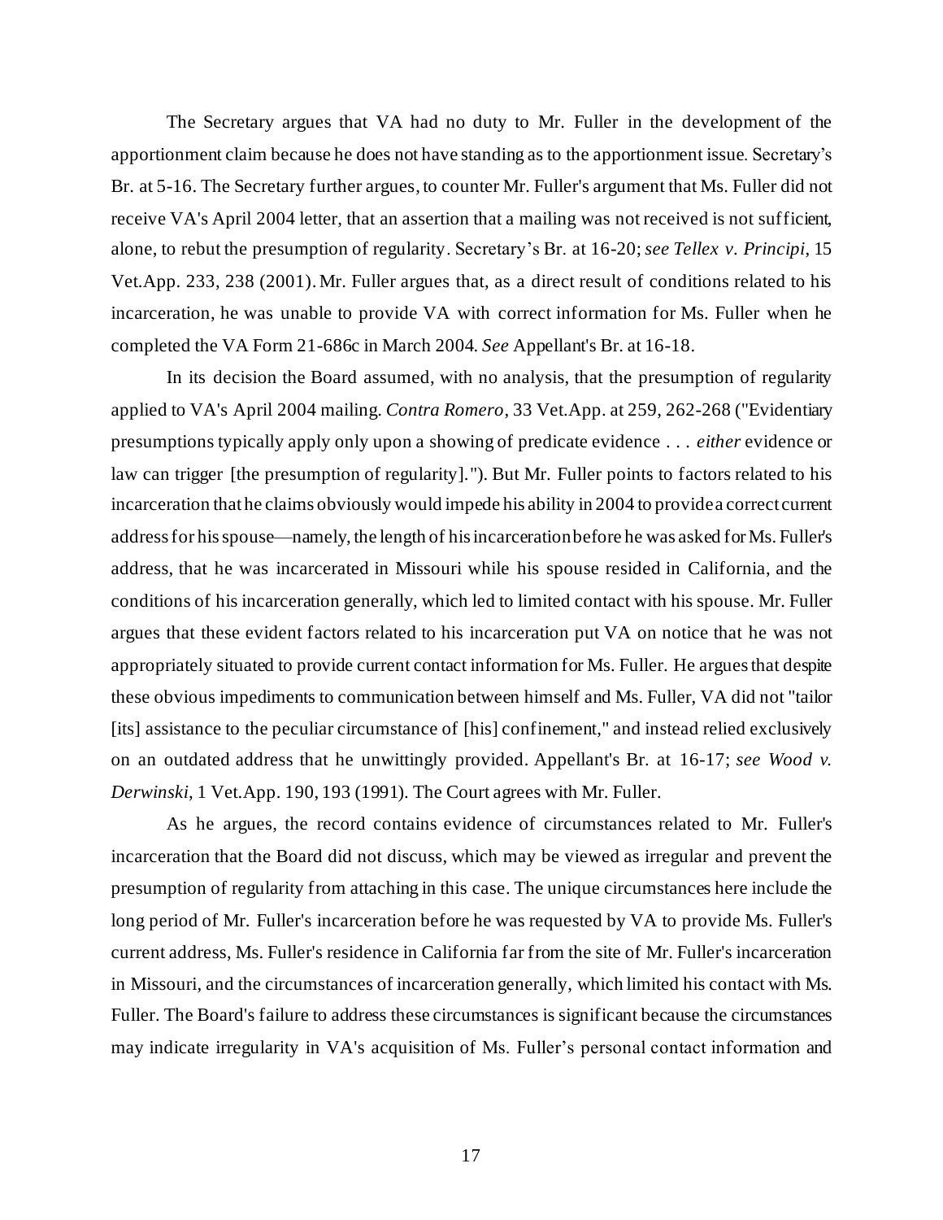The Secretary argues that VA had no duty to Mr. Fuller in the development of the apportionment claim because he does not have standing as to the apportionment issue. Secretary's Br. at 5-16. The Secretary further argues, to counter Mr. Fuller's argument that Ms. Fuller did not receive VA's April 2004 letter, that an assertion that a mailing was not received is not sufficient, alone, to rebut the presumption of regularity. Secretary's Br. at 16-20; *see Tellex v. Principi*, 15 Vet.App. 233, 238 (2001). Mr. Fuller argues that, as a direct result of conditions related to his incarceration, he was unable to provide VA with correct information for Ms. Fuller when he completed the VA Form 21-686c in March 2004. *See* Appellant's Br. at 16-18.

In its decision the Board assumed, with no analysis, that the presumption of regularity applied to VA's April 2004 mailing. *Contra Romero*, 33 Vet.App. at 259, 262-268 ("Evidentiary presumptions typically apply only upon a showing of predicate evidence . . . *either* evidence or law can trigger [the presumption of regularity]."). But Mr. Fuller points to factors related to his incarceration that he claims obviously would impede his ability in 2004 to provide a correct current address for his spouse—namely, the length of his incarceration before he was asked for Ms. Fuller's address, that he was incarcerated in Missouri while his spouse resided in California, and the conditions of his incarceration generally, which led to limited contact with his spouse. Mr. Fuller argues that these evident factors related to his incarceration put VA on notice that he was not appropriately situated to provide current contact information for Ms. Fuller. He argues that despite these obvious impediments to communication between himself and Ms. Fuller, VA did not "tailor [its] assistance to the peculiar circumstance of [his] confinement," and instead relied exclusively on an outdated address that he unwittingly provided. Appellant's Br. at 16-17; *see Wood v. Derwinski*, 1 Vet.App. 190, 193 (1991). The Court agrees with Mr. Fuller.

As he argues, the record contains evidence of circumstances related to Mr. Fuller's incarceration that the Board did not discuss, which may be viewed as irregular and prevent the presumption of regularity from attaching in this case. The unique circumstances here include the long period of Mr. Fuller's incarceration before he was requested by VA to provide Ms. Fuller's current address, Ms. Fuller's residence in California far from the site of Mr. Fuller's incarceration in Missouri, and the circumstances of incarceration generally, which limited his contact with Ms. Fuller. The Board's failure to address these circumstances is significant because the circumstances may indicate irregularity in VA's acquisition of Ms. Fuller's personal contact information and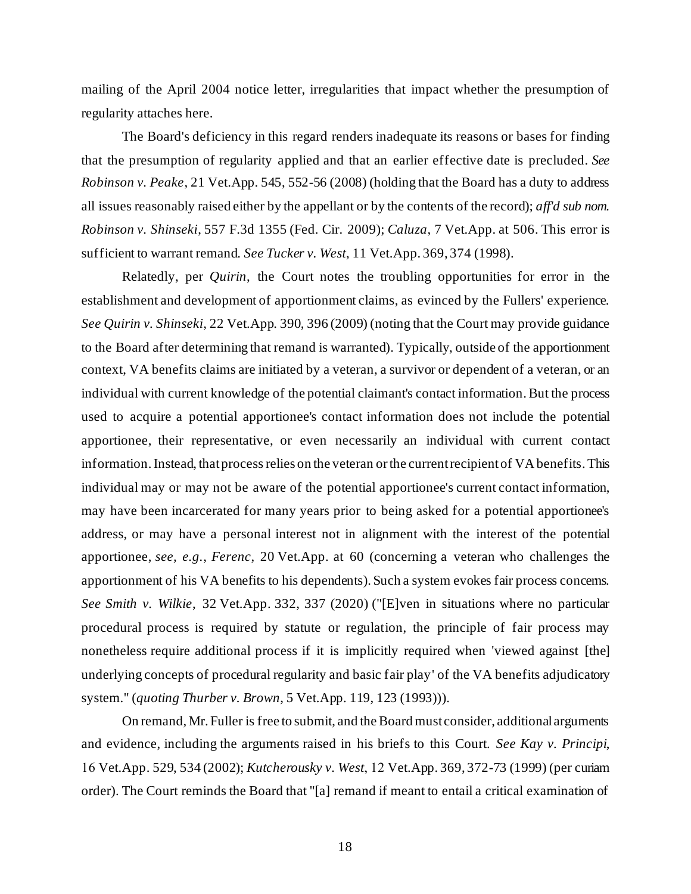mailing of the April 2004 notice letter, irregularities that impact whether the presumption of regularity attaches here.

The Board's deficiency in this regard renders inadequate its reasons or bases for finding that the presumption of regularity applied and that an earlier effective date is precluded. *See Robinson v. Peake*, 21 Vet.App. 545, 552-56 (2008) (holding that the Board has a duty to address all issues reasonably raised either by the appellant or by the contents of the record); *aff'd sub nom. Robinson v. Shinseki*, 557 F.3d 1355 (Fed. Cir. 2009); *Caluza*, 7 Vet.App. at 506. This error is sufficient to warrant remand. *See Tucker v. West*, 11 Vet.App. 369, 374 (1998).

Relatedly, per *Quirin*, the Court notes the troubling opportunities for error in the establishment and development of apportionment claims, as evinced by the Fullers' experience. *See Quirin v. Shinseki*, 22 Vet.App. 390, 396 (2009) (noting that the Court may provide guidance to the Board after determining that remand is warranted). Typically, outside of the apportionment context, VA benefits claims are initiated by a veteran, a survivor or dependent of a veteran, or an individual with current knowledge of the potential claimant's contact information. But the process used to acquire a potential apportionee's contact information does not include the potential apportionee, their representative, or even necessarily an individual with current contact information. Instead, that process relies on the veteran or the current recipient of VA benefits. This individual may or may not be aware of the potential apportionee's current contact information, may have been incarcerated for many years prior to being asked for a potential apportionee's address, or may have a personal interest not in alignment with the interest of the potential apportionee, *see, e.g.*, *Ferenc*, 20 Vet.App. at 60 (concerning a veteran who challenges the apportionment of his VA benefits to his dependents). Such a system evokes fair process concerns. *See Smith v. Wilkie*, 32 Vet.App. 332, 337 (2020) ("[E]ven in situations where no particular procedural process is required by statute or regulation, the principle of fair process may nonetheless require additional process if it is implicitly required when 'viewed against [the] underlying concepts of procedural regularity and basic fair play' of the VA benefits adjudicatory system." (*quoting Thurber v. Brown*, 5 Vet.App. 119, 123 (1993))).

On remand, Mr. Fuller is free to submit, and the Board must consider, additional arguments and evidence, including the arguments raised in his briefs to this Court. *See Kay v. Principi*, 16 Vet.App. 529, 534 (2002); *Kutcherousky v. West*, 12 Vet.App. 369, 372-73 (1999) (per curiam order). The Court reminds the Board that "[a] remand if meant to entail a critical examination of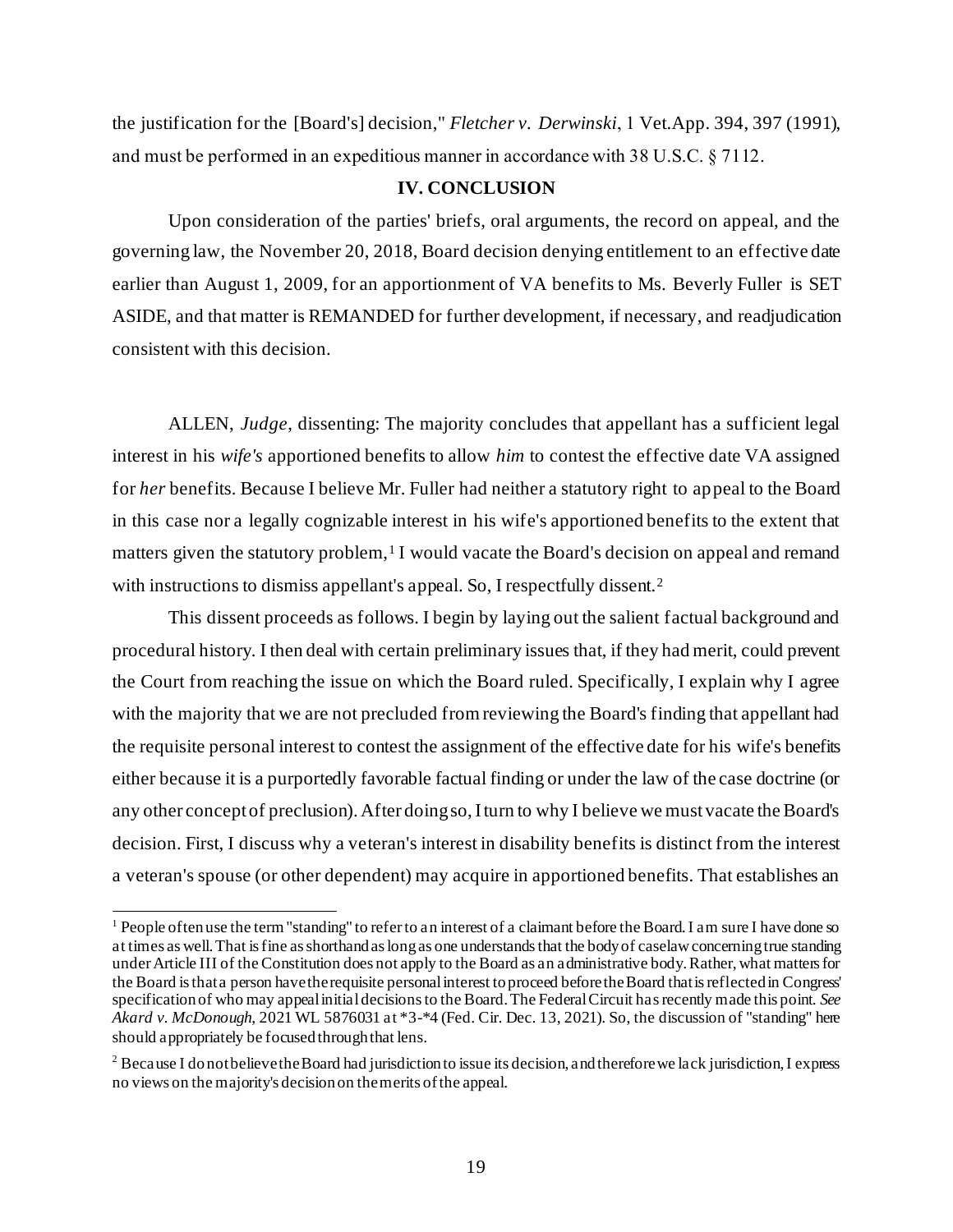the justification for the [Board's] decision," *Fletcher v. Derwinski*, 1 Vet.App. 394, 397 (1991), and must be performed in an expeditious manner in accordance with 38 U.S.C. § 7112.

## IV. CONCLUSION

Upon consideration of the parties' briefs, oral arguments, the record on appeal, and the governing law, the November 20, 2018, Board decision denying entitlement to an effective date earlier than August 1, 2009, for an apportionment of VA benefits to Ms. Beverly Fuller is SET ASIDE, and that matter is REMANDED for further development, if necessary, and readjudication consistent with this decision.

ALLEN, *Judge*, dissenting: The majority concludes that appellant has a sufficient legal interest in his *wife's* apportioned benefits to allow *him* to contest the effective date VA assigned for *her* benefits. Because I believe Mr. Fuller had neither a statutory right to appeal to the Board in this case nor a legally cognizable interest in his wife's apportioned benefits to the extent that matters given the statutory problem,[1] I would vacate the Board's decision on appeal and remand with instructions to dismiss appellant's appeal. So, I respectfully dissent.[2]

This dissent proceeds as follows. I begin by laying out the salient factual background and procedural history. I then deal with certain preliminary issues that, if they had merit, could prevent the Court from reaching the issue on which the Board ruled. Specifically, I explain why I agree with the majority that we are not precluded from reviewing the Board's finding that appellant had the requisite personal interest to contest the assignment of the effective date for his wife's benefits either because it is a purportedly favorable factual finding or under the law of the case doctrine (or any other concept of preclusion). After doing so, I turn to why I believe we must vacate the Board's decision. First, I discuss why a veteran's interest in disability benefits is distinct from the interest a veteran's spouse (or other dependent) may acquire in apportioned benefits. That establishes an

[1] People often use the term "standing" to refer to an interest of a claimant before the Board. I am sure I have done so at times as well. That is fine as shorthand as long as one understands that the body of caselaw concerning true standing under Article III of the Constitution does not apply to the Board as an administrative body. Rather, what matters for the Board is that a person have the requisite personal interest to proceed before the Board that is reflected in Congress' specification of who may appeal initial decisions to the Board. The Federal Circuit has recently made this point. *See Akard v. McDonough*, 2021 WL 5876031 at *3-*4 (Fed. Cir. Dec. 13, 2021). So, the discussion of "standing" here should appropriately be focused through that lens.

[2] Because I do not believe the Board had jurisdiction to issue its decision, and therefore we lack jurisdiction, I express no views on the majority's decision on the merits of the appeal.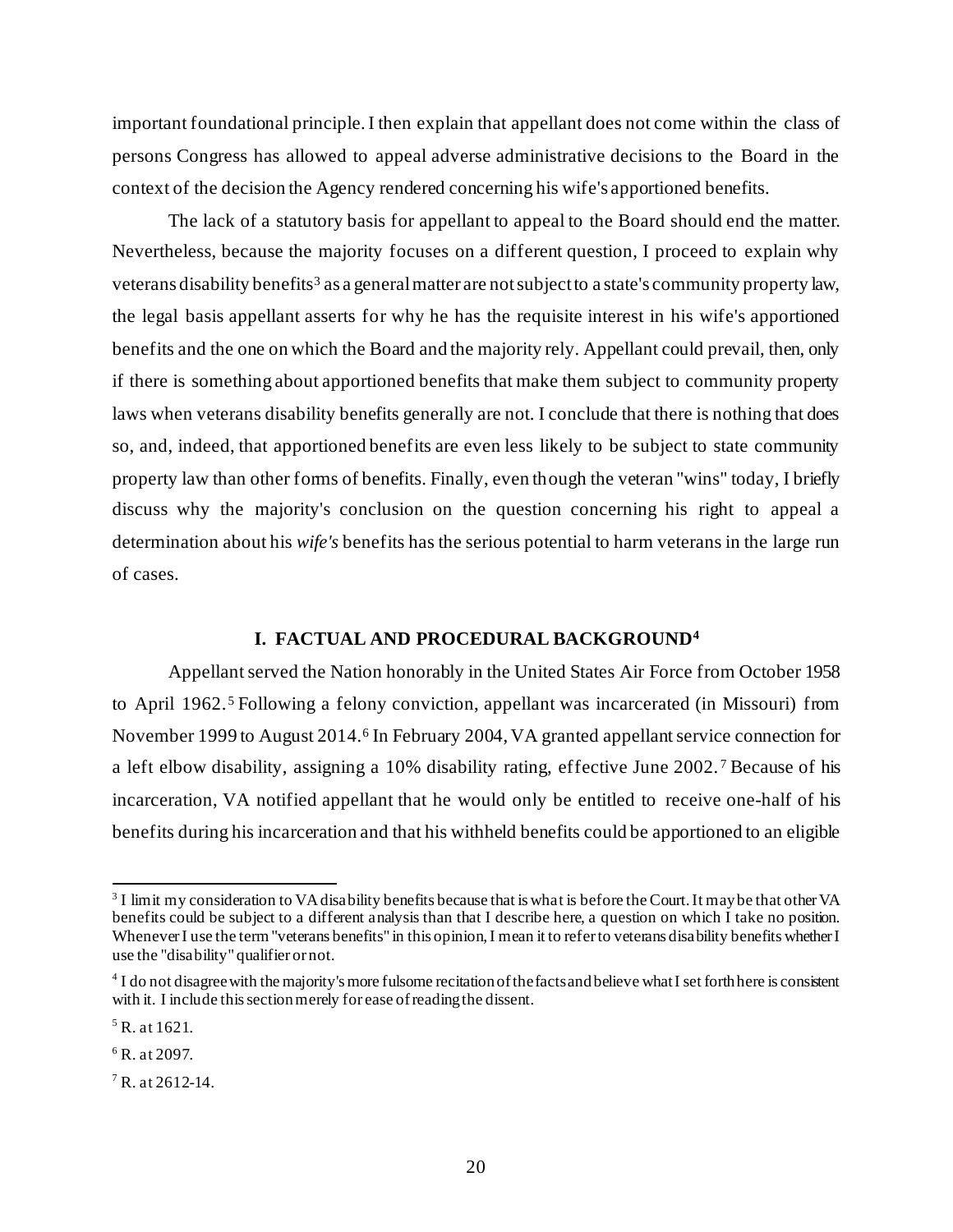important foundational principle. I then explain that appellant does not come within the class of persons Congress has allowed to appeal adverse administrative decisions to the Board in the context of the decision the Agency rendered concerning his wife's apportioned benefits.

The lack of a statutory basis for appellant to appeal to the Board should end the matter. Nevertheless, because the majority focuses on a different question, I proceed to explain why veterans disability benefits[3] as a general matter are not subject to a state's community property law, the legal basis appellant asserts for why he has the requisite interest in his wife's apportioned benefits and the one on which the Board and the majority rely. Appellant could prevail, then, only if there is something about apportioned benefits that make them subject to community property laws when veterans disability benefits generally are not. I conclude that there is nothing that does so, and, indeed, that apportioned benefits are even less likely to be subject to state community property law than other forms of benefits. Finally, even though the veteran "wins" today, I briefly discuss why the majority's conclusion on the question concerning his right to appeal a determination about his *wife's* benefits has the serious potential to harm veterans in the large run of cases.

## I. FACTUAL AND PROCEDURAL BACKGROUND[4]

Appellant served the Nation honorably in the United States Air Force from October 1958 to April 1962.[5] Following a felony conviction, appellant was incarcerated (in Missouri) from November 1999 to August 2014.[6] In February 2004, VA granted appellant service connection for a left elbow disability, assigning a 10% disability rating, effective June 2002.[7] Because of his incarceration, VA notified appellant that he would only be entitled to receive one-half of his benefits during his incarceration and that his withheld benefits could be apportioned to an eligible

---

[3] I limit my consideration to VA disability benefits because that is what is before the Court. It may be that other VA benefits could be subject to a different analysis than that I describe here, a question on which I take no position. Whenever I use the term "veterans benefits" in this opinion, I mean it to refer to veterans disability benefits whether I use the "disability" qualifier or not.

[4] I do not disagree with the majority's more fulsome recitation of the facts and believe what I set forth here is consistent with it. I include this section merely for ease of reading the dissent.

[5] R. at 1621.

[6] R. at 2097.

[7] R. at 2612-14.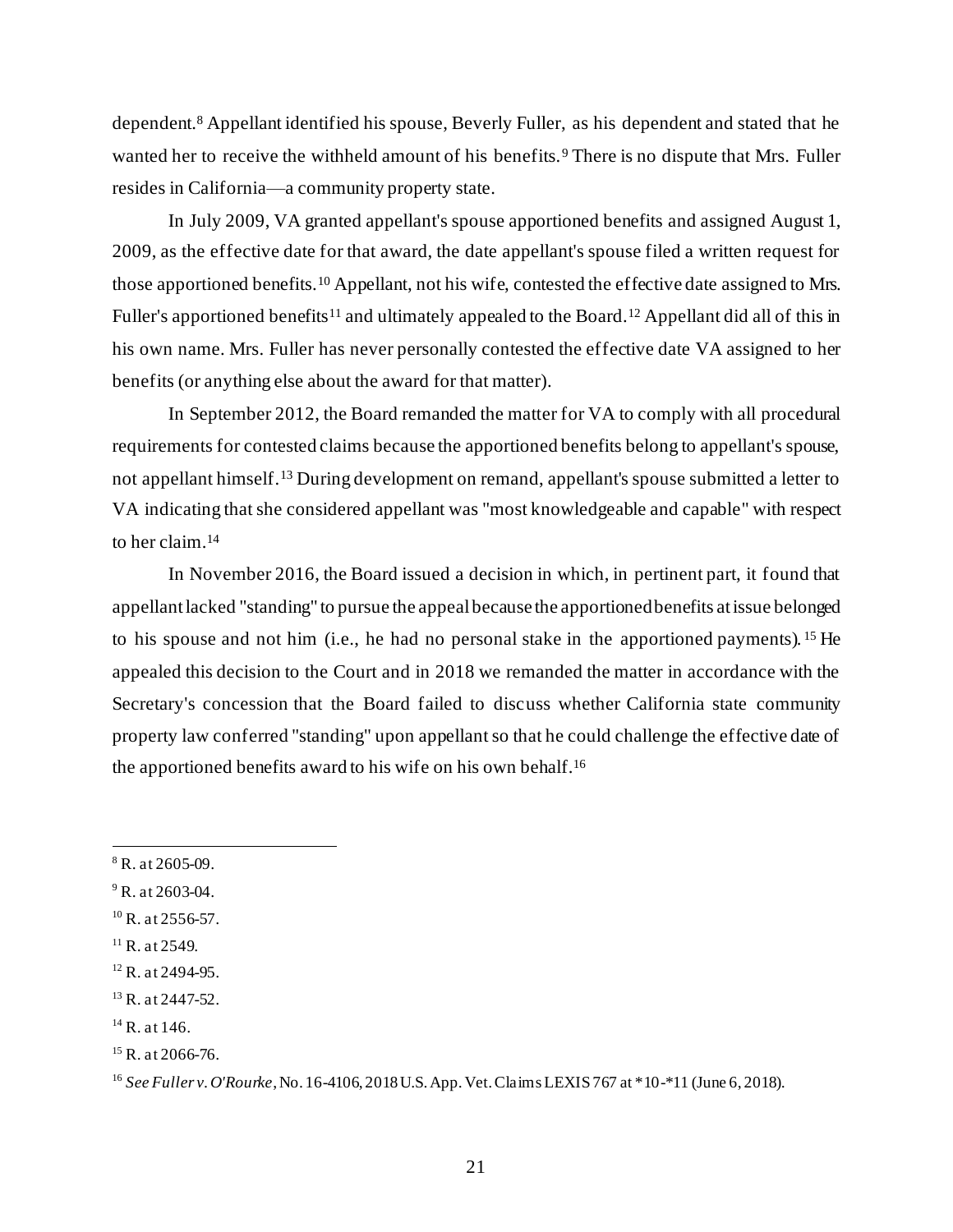dependent.[8] Appellant identified his spouse, Beverly Fuller, as his dependent and stated that he wanted her to receive the withheld amount of his benefits.[9] There is no dispute that Mrs. Fuller resides in California—a community property state.

In July 2009, VA granted appellant's spouse apportioned benefits and assigned August 1, 2009, as the effective date for that award, the date appellant's spouse filed a written request for those apportioned benefits.[10] Appellant, not his wife, contested the effective date assigned to Mrs. Fuller's apportioned benefits[11] and ultimately appealed to the Board.[12] Appellant did all of this in his own name. Mrs. Fuller has never personally contested the effective date VA assigned to her benefits (or anything else about the award for that matter).

In September 2012, the Board remanded the matter for VA to comply with all procedural requirements for contested claims because the apportioned benefits belong to appellant's spouse, not appellant himself.[13] During development on remand, appellant's spouse submitted a letter to VA indicating that she considered appellant was "most knowledgeable and capable" with respect to her claim.[14]

In November 2016, the Board issued a decision in which, in pertinent part, it found that appellant lacked "standing" to pursue the appeal because the apportioned benefits at issue belonged to his spouse and not him (i.e., he had no personal stake in the apportioned payments).[15] He appealed this decision to the Court and in 2018 we remanded the matter in accordance with the Secretary's concession that the Board failed to discuss whether California state community property law conferred "standing" upon appellant so that he could challenge the effective date of the apportioned benefits award to his wife on his own behalf.[16]

---

[8] R. at 2605-09.

[9] R. at 2603-04.

[10] R. at 2556-57.

[11] R. at 2549.

[12] R. at 2494-95.

[13] R. at 2447-52.

[14] R. at 146.

[15] R. at 2066-76.

[16] *See Fuller v. O'Rourke*, No. 16-4106, 2018 U.S. App. Vet. Claims LEXIS 767 at *10-*11 (June 6, 2018).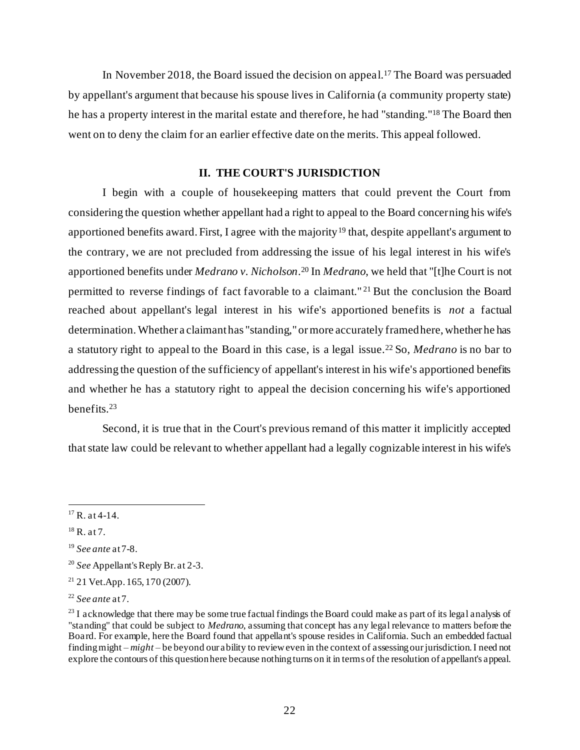In November 2018, the Board issued the decision on appeal.[17] The Board was persuaded by appellant's argument that because his spouse lives in California (a community property state) he has a property interest in the marital estate and therefore, he had "standing."[18] The Board then went on to deny the claim for an earlier effective date on the merits. This appeal followed.

## II. THE COURT'S JURISDICTION

I begin with a couple of housekeeping matters that could prevent the Court from considering the question whether appellant had a right to appeal to the Board concerning his wife's apportioned benefits award. First, I agree with the majority[19] that, despite appellant's argument to the contrary, we are not precluded from addressing the issue of his legal interest in his wife's apportioned benefits under *Medrano v. Nicholson*.[20] In *Medrano*, we held that "[t]he Court is not permitted to reverse findings of fact favorable to a claimant."[21] But the conclusion the Board reached about appellant's legal interest in his wife's apportioned benefits is *not* a factual determination. Whether a claimant has "standing," or more accurately framed here, whether he has a statutory right to appeal to the Board in this case, is a legal issue.[22] So, *Medrano* is no bar to addressing the question of the sufficiency of appellant's interest in his wife's apportioned benefits and whether he has a statutory right to appeal the decision concerning his wife's apportioned benefits.[23]

Second, it is true that in the Court's previous remand of this matter it implicitly accepted that state law could be relevant to whether appellant had a legally cognizable interest in his wife's

---

[17] R. at 4-14.

[18] R. at 7.

[19] *See ante* at 7-8.

[20] *See* Appellant's Reply Br. at 2-3.

[21] 21 Vet.App. 165, 170 (2007).

[22] *See ante* at 7.

[23] I acknowledge that there may be some true factual findings the Board could make as part of its legal analysis of "standing" that could be subject to *Medrano*, assuming that concept has any legal relevance to matters before the Board. For example, here the Board found that appellant's spouse resides in California. Such an embedded factual finding might – *might* – be beyond our ability to review even in the context of assessing our jurisdiction. I need not explore the contours of this question here because nothing turns on it in terms of the resolution of appellant's appeal.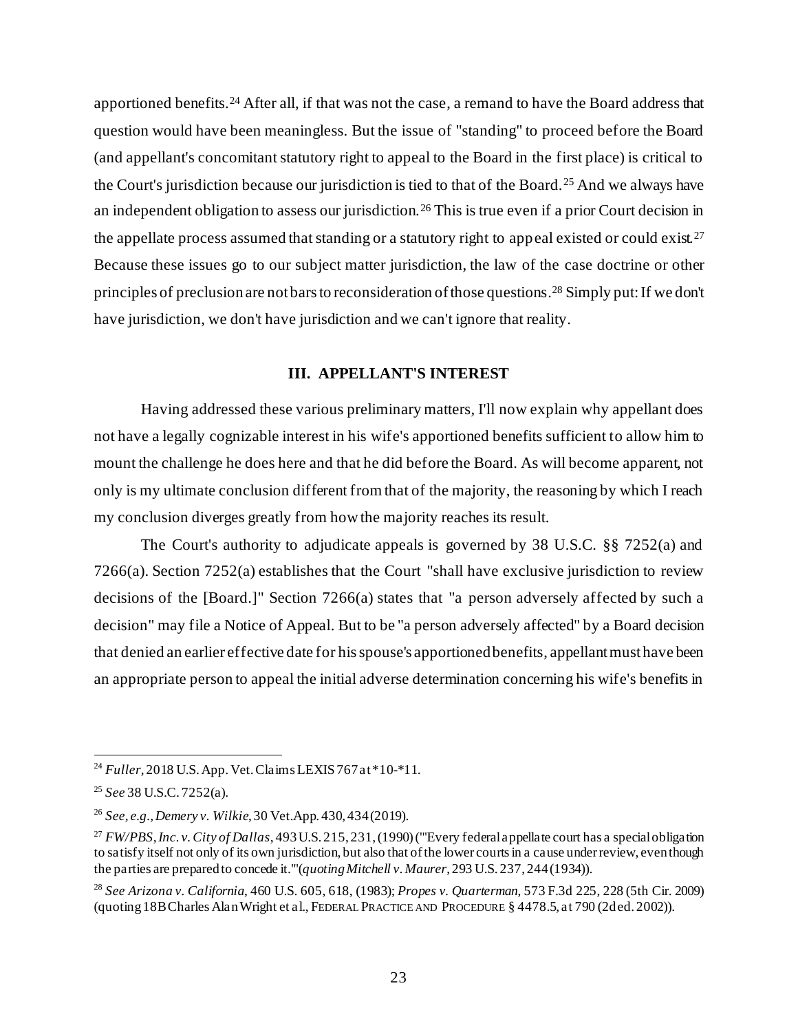apportioned benefits.[24] After all, if that was not the case, a remand to have the Board address that question would have been meaningless. But the issue of "standing" to proceed before the Board (and appellant's concomitant statutory right to appeal to the Board in the first place) is critical to the Court's jurisdiction because our jurisdiction is tied to that of the Board.[25] And we always have an independent obligation to assess our jurisdiction.[26] This is true even if a prior Court decision in the appellate process assumed that standing or a statutory right to appeal existed or could exist.[27] Because these issues go to our subject matter jurisdiction, the law of the case doctrine or other principles of preclusion are not bars to reconsideration of those questions.[28] Simply put: If we don't have jurisdiction, we don't have jurisdiction and we can't ignore that reality.

### III. APPELLANT'S INTEREST

Having addressed these various preliminary matters, I'll now explain why appellant does not have a legally cognizable interest in his wife's apportioned benefits sufficient to allow him to mount the challenge he does here and that he did before the Board. As will become apparent, not only is my ultimate conclusion different from that of the majority, the reasoning by which I reach my conclusion diverges greatly from how the majority reaches its result.

The Court's authority to adjudicate appeals is governed by 38 U.S.C. §§ 7252(a) and 7266(a). Section 7252(a) establishes that the Court "shall have exclusive jurisdiction to review decisions of the [Board.]" Section 7266(a) states that "a person adversely affected by such a decision" may file a Notice of Appeal. But to be "a person adversely affected" by a Board decision that denied an earlier effective date for his spouse's apportioned benefits, appellant must have been an appropriate person to appeal the initial adverse determination concerning his wife's benefits in

---

[24] *Fuller*, 2018 U.S. App. Vet. Claims LEXIS 767 at *10-*11.

[25] *See* 38 U.S.C. 7252(a).

[26] *See, e.g., Demery v. Wilkie*, 30 Vet.App. 430, 434 (2019).

[27] *FW/PBS, Inc. v. City of Dallas*, 493 U.S. 215, 231, (1990) ("'Every federal appellate court has a special obligation to satisfy itself not only of its own jurisdiction, but also that of the lower courts in a cause under review, even though the parties are prepared to concede it.'" (*quoting Mitchell v. Maurer*, 293 U.S. 237, 244 (1934)).

[28] *See Arizona v. California*, 460 U.S. 605, 618, (1983); *Propes v. Quarterman*, 573 F.3d 225, 228 (5th Cir. 2009) (quoting 18B Charles Alan Wright et al., FEDERAL PRACTICE AND PROCEDURE § 4478.5, at 790 (2d ed. 2002)).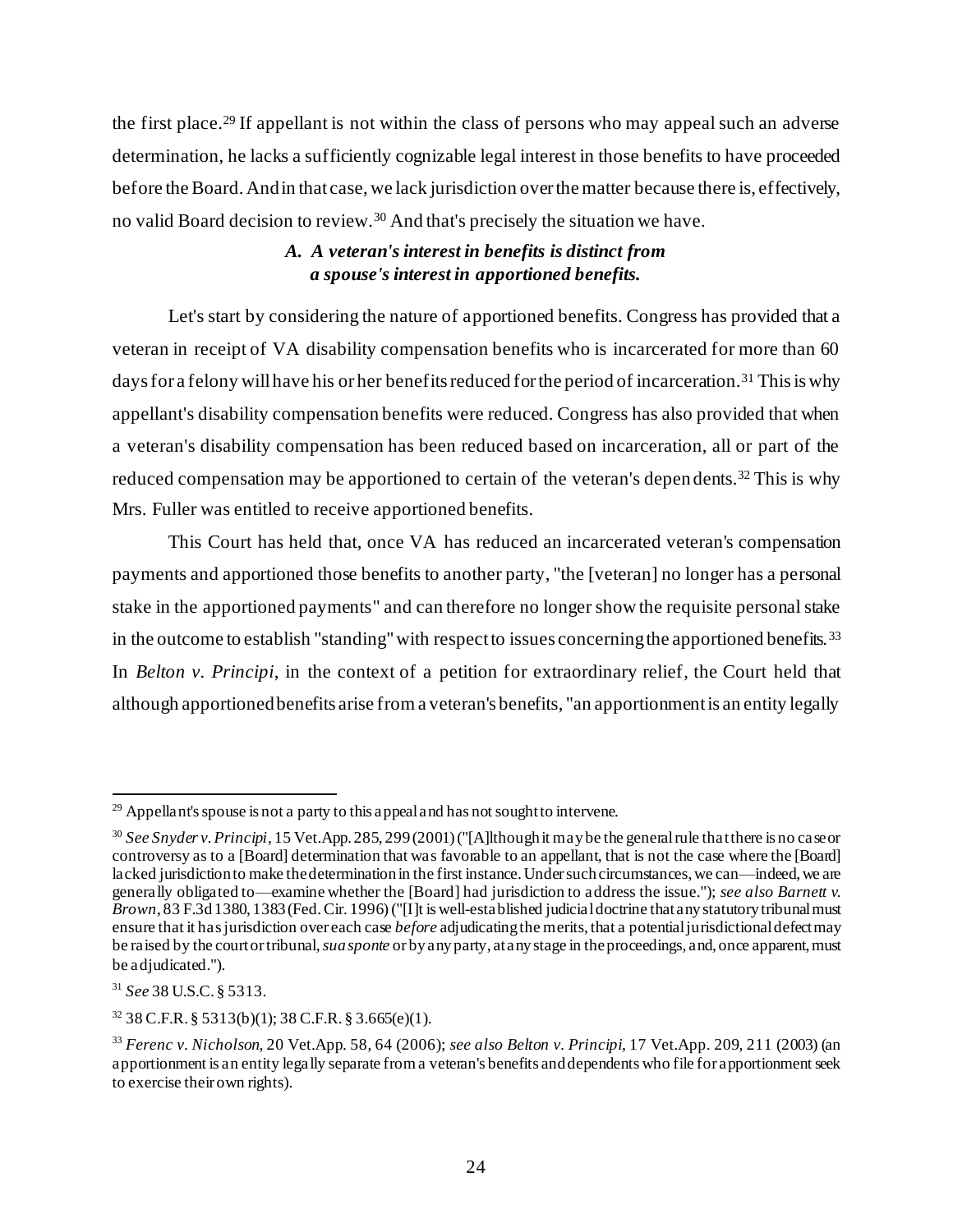the first place.[29] If appellant is not within the class of persons who may appeal such an adverse determination, he lacks a sufficiently cognizable legal interest in those benefits to have proceeded before the Board. And in that case, we lack jurisdiction over the matter because there is, effectively, no valid Board decision to review.[30] And that's precisely the situation we have.

### *A. A veteran's interest in benefits is distinct from a spouse's interest in apportioned benefits.*

Let's start by considering the nature of apportioned benefits. Congress has provided that a veteran in receipt of VA disability compensation benefits who is incarcerated for more than 60 days for a felony will have his or her benefits reduced for the period of incarceration.[31] This is why appellant's disability compensation benefits were reduced. Congress has also provided that when a veteran's disability compensation has been reduced based on incarceration, all or part of the reduced compensation may be apportioned to certain of the veteran's dependents.[32] This is why Mrs. Fuller was entitled to receive apportioned benefits.

This Court has held that, once VA has reduced an incarcerated veteran's compensation payments and apportioned those benefits to another party, "the [veteran] no longer has a personal stake in the apportioned payments" and can therefore no longer show the requisite personal stake in the outcome to establish "standing" with respect to issues concerning the apportioned benefits.[33] In *Belton v. Principi*, in the context of a petition for extraordinary relief, the Court held that although apportioned benefits arise from a veteran's benefits, "an apportionment is an entity legally

---

[29] Appellant's spouse is not a party to this appeal and has not sought to intervene.

[30] *See Snyder v. Principi*, 15 Vet.App. 285, 299 (2001) ("[A]lthough it may be the general rule that there is no case or controversy as to a [Board] determination that was favorable to an appellant, that is not the case where the [Board] lacked jurisdiction to make the determination in the first instance. Under such circumstances, we can—indeed, we are generally obligated to—examine whether the [Board] had jurisdiction to address the issue."); *see also Barnett v. Brown*, 83 F.3d 1380, 1383 (Fed. Cir. 1996) ("[I]t is well-established judicial doctrine that any statutory tribunal must ensure that it has jurisdiction over each case *before* adjudicating the merits, that a potential jurisdictional defect may be raised by the court or tribunal, *sua sponte* or by any party, at any stage in the proceedings, and, once apparent, must be adjudicated.").

[31] *See* 38 U.S.C. § 5313.

[32] 38 C.F.R. § 5313(b)(1); 38 C.F.R. § 3.665(e)(1).

[33] *Ferenc v. Nicholson*, 20 Vet.App. 58, 64 (2006); *see also Belton v. Principi*, 17 Vet.App. 209, 211 (2003) (an apportionment is an entity legally separate from a veteran's benefits and dependents who file for apportionment seek to exercise their own rights).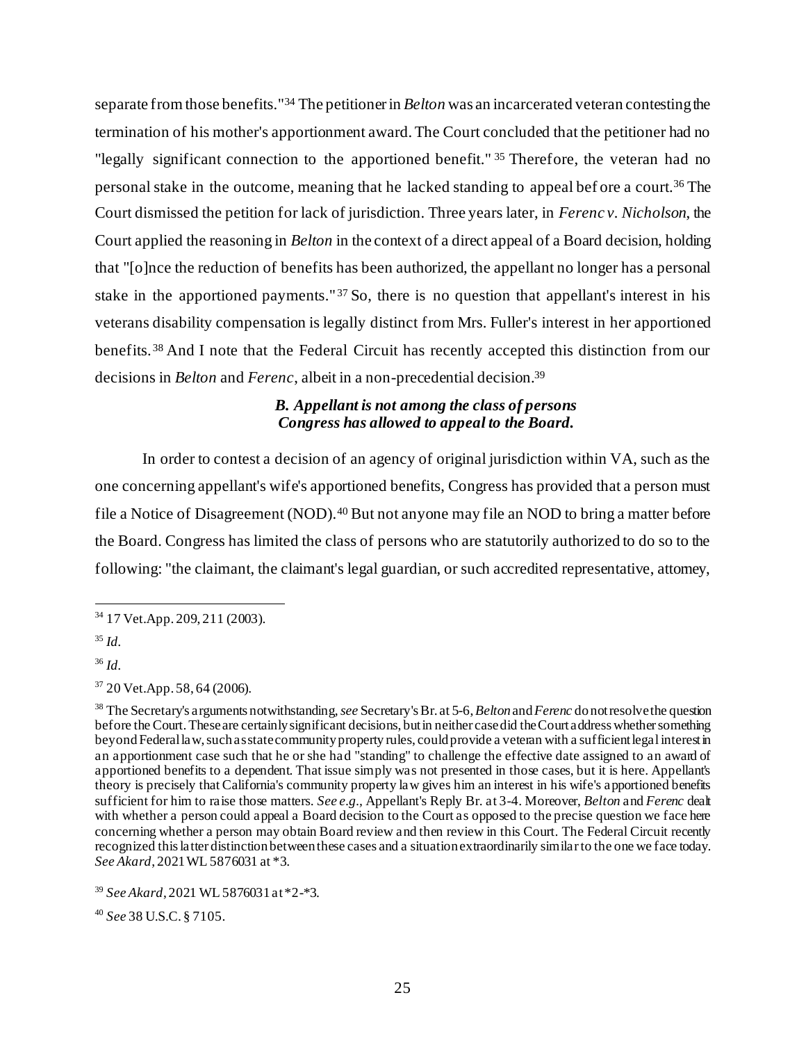separate from those benefits."[34] The petitioner in *Belton* was an incarcerated veteran contesting the termination of his mother's apportionment award. The Court concluded that the petitioner had no "legally significant connection to the apportioned benefit." [35] Therefore, the veteran had no personal stake in the outcome, meaning that he lacked standing to appeal before a court.[36] The Court dismissed the petition for lack of jurisdiction. Three years later, in *Ferenc v. Nicholson*, the Court applied the reasoning in *Belton* in the context of a direct appeal of a Board decision, holding that "[o]nce the reduction of benefits has been authorized, the appellant no longer has a personal stake in the apportioned payments." [37] So, there is no question that appellant's interest in his veterans disability compensation is legally distinct from Mrs. Fuller's interest in her apportioned benefits. [38] And I note that the Federal Circuit has recently accepted this distinction from our decisions in *Belton* and *Ferenc*, albeit in a non-precedential decision.[39]

### *B. Appellant is not among the class of persons Congress has allowed to appeal to the Board.*

In order to contest a decision of an agency of original jurisdiction within VA, such as the one concerning appellant's wife's apportioned benefits, Congress has provided that a person must file a Notice of Disagreement (NOD).[40] But not anyone may file an NOD to bring a matter before the Board. Congress has limited the class of persons who are statutorily authorized to do so to the following: "the claimant, the claimant's legal guardian, or such accredited representative, attorney,

---

[34] 17 Vet.App. 209, 211 (2003).

[35] *Id.*

[36] *Id.*

[37] 20 Vet.App. 58, 64 (2006).

[38] The Secretary's arguments notwithstanding, *see* Secretary's Br. at 5-6, *Belton* and *Ferenc* do not resolve the question before the Court. These are certainly significant decisions, but in neither case did the Court address whether something beyond Federal law, such as state community property rules, could provide a veteran with a sufficient legal interest in an apportionment case such that he or she had "standing" to challenge the effective date assigned to an award of apportioned benefits to a dependent. That issue simply was not presented in those cases, but it is here. Appellant's theory is precisely that California's community property law gives him an interest in his wife's apportioned benefits sufficient for him to raise those matters. *See e.g.*, Appellant's Reply Br. at 3-4. Moreover, *Belton* and *Ferenc* dealt with whether a person could appeal a Board decision to the Court as opposed to the precise question we face here concerning whether a person may obtain Board review and then review in this Court. The Federal Circuit recently recognized this latter distinction between these cases and a situation extraordinarily similar to the one we face today. *See Akard*, 2021 WL 5876031 at *3.

[39] *See Akard*, 2021 WL 5876031 at *2-*3.

[40] *See* 38 U.S.C. § 7105.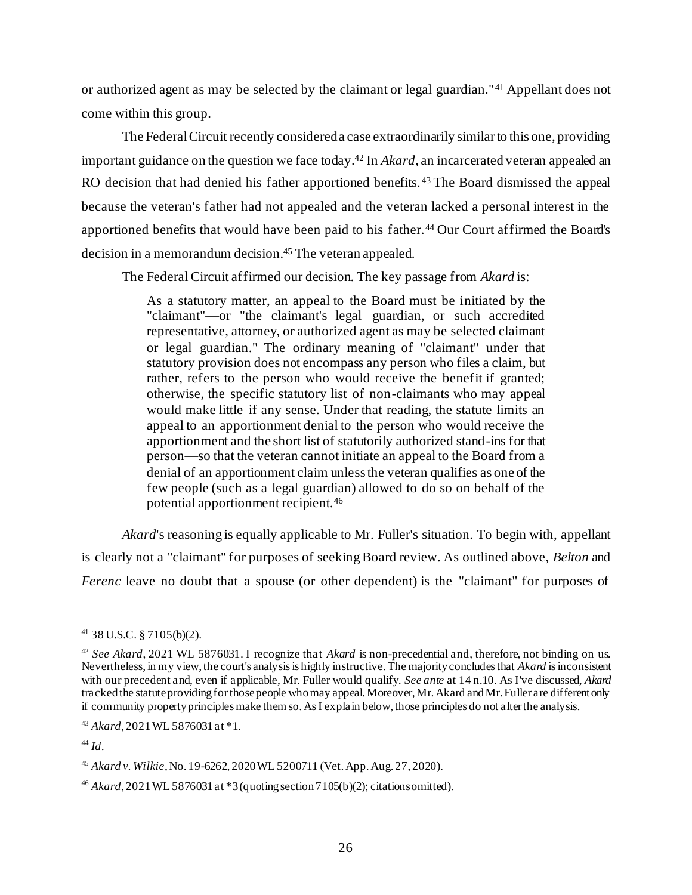or authorized agent as may be selected by the claimant or legal guardian."[41] Appellant does not come within this group.

The Federal Circuit recently considered a case extraordinarily similar to this one, providing important guidance on the question we face today.[42] In *Akard*, an incarcerated veteran appealed an RO decision that had denied his father apportioned benefits.[43] The Board dismissed the appeal because the veteran's father had not appealed and the veteran lacked a personal interest in the apportioned benefits that would have been paid to his father.[44] Our Court affirmed the Board's decision in a memorandum decision.[45] The veteran appealed.

The Federal Circuit affirmed our decision. The key passage from *Akard* is:

> As a statutory matter, an appeal to the Board must be initiated by the "claimant"—or "the claimant's legal guardian, or such accredited representative, attorney, or authorized agent as may be selected claimant or legal guardian." The ordinary meaning of "claimant" under that statutory provision does not encompass any person who files a claim, but rather, refers to the person who would receive the benefit if granted; otherwise, the specific statutory list of non-claimants who may appeal would make little if any sense. Under that reading, the statute limits an appeal to an apportionment denial to the person who would receive the apportionment and the short list of statutorily authorized stand-ins for that person—so that the veteran cannot initiate an appeal to the Board from a denial of an apportionment claim unless the veteran qualifies as one of the few people (such as a legal guardian) allowed to do so on behalf of the potential apportionment recipient.[46]

*Akard*'s reasoning is equally applicable to Mr. Fuller's situation. To begin with, appellant is clearly not a "claimant" for purposes of seeking Board review. As outlined above, *Belton* and *Ferenc* leave no doubt that a spouse (or other dependent) is the "claimant" for purposes of

---

[41] 38 U.S.C. § 7105(b)(2).

[42] *See Akard*, 2021 WL 5876031. I recognize that *Akard* is non-precedential and, therefore, not binding on us. Nevertheless, in my view, the court's analysis is highly instructive. The majority concludes that *Akard* is inconsistent with our precedent and, even if applicable, Mr. Fuller would qualify. *See ante* at 14 n.10. As I've discussed, *Akard* tracked the statute providing for those people who may appeal. Moreover, Mr. Akard and Mr. Fuller are different only if community property principles make them so. As I explain below, those principles do not alter the analysis.

[43] *Akard*, 2021 WL 5876031 at *1.

[44] *Id*.

[45] *Akard v. Wilkie*, No. 19-6262, 2020 WL 5200711 (Vet. App. Aug. 27, 2020).

[46] *Akard*, 2021 WL 5876031 at *3 (quoting section 7105(b)(2); citations omitted).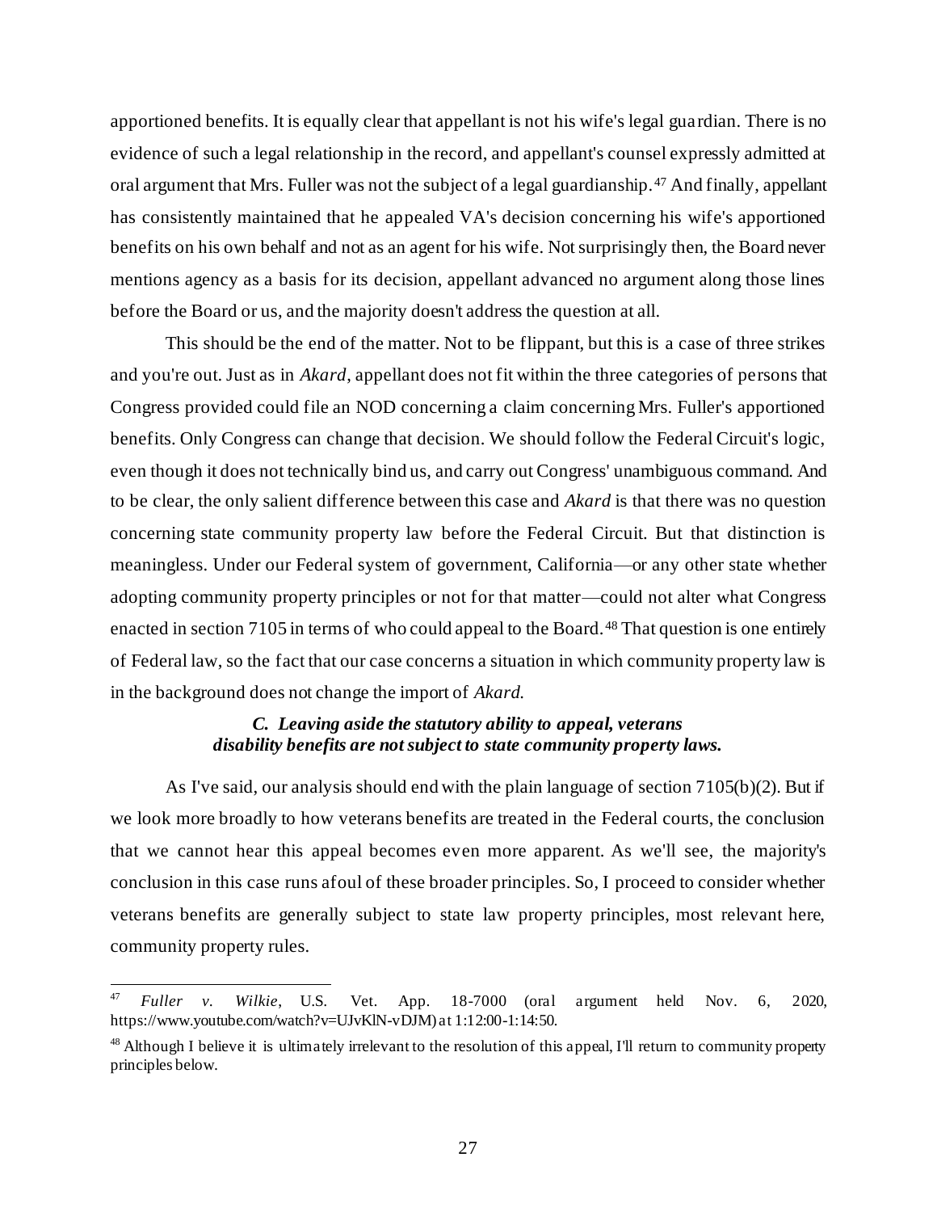apportioned benefits. It is equally clear that appellant is not his wife's legal guardian. There is no evidence of such a legal relationship in the record, and appellant's counsel expressly admitted at oral argument that Mrs. Fuller was not the subject of a legal guardianship.[47] And finally, appellant has consistently maintained that he appealed VA's decision concerning his wife's apportioned benefits on his own behalf and not as an agent for his wife. Not surprisingly then, the Board never mentions agency as a basis for its decision, appellant advanced no argument along those lines before the Board or us, and the majority doesn't address the question at all.

This should be the end of the matter. Not to be flippant, but this is a case of three strikes and you're out. Just as in *Akard*, appellant does not fit within the three categories of persons that Congress provided could file an NOD concerning a claim concerning Mrs. Fuller's apportioned benefits. Only Congress can change that decision. We should follow the Federal Circuit's logic, even though it does not technically bind us, and carry out Congress' unambiguous command. And to be clear, the only salient difference between this case and *Akard* is that there was no question concerning state community property law before the Federal Circuit. But that distinction is meaningless. Under our Federal system of government, California—or any other state whether adopting community property principles or not for that matter—could not alter what Congress enacted in section 7105 in terms of who could appeal to the Board.[48] That question is one entirely of Federal law, so the fact that our case concerns a situation in which community property law is in the background does not change the import of *Akard.*

### *C. Leaving aside the statutory ability to appeal, veterans disability benefits are not subject to state community property laws.*

As I've said, our analysis should end with the plain language of section 7105(b)(2). But if we look more broadly to how veterans benefits are treated in the Federal courts, the conclusion that we cannot hear this appeal becomes even more apparent. As we'll see, the majority's conclusion in this case runs afoul of these broader principles. So, I proceed to consider whether veterans benefits are generally subject to state law property principles, most relevant here, community property rules.

---

[47] *Fuller v. Wilkie*, U.S. Vet. App. 18-7000 (oral argument held Nov. 6, 2020, https://www.youtube.com/watch?v=UJvKlN-vDJM) at 1:12:00-1:14:50.

[48] Although I believe it is ultimately irrelevant to the resolution of this appeal, I'll return to community property principles below.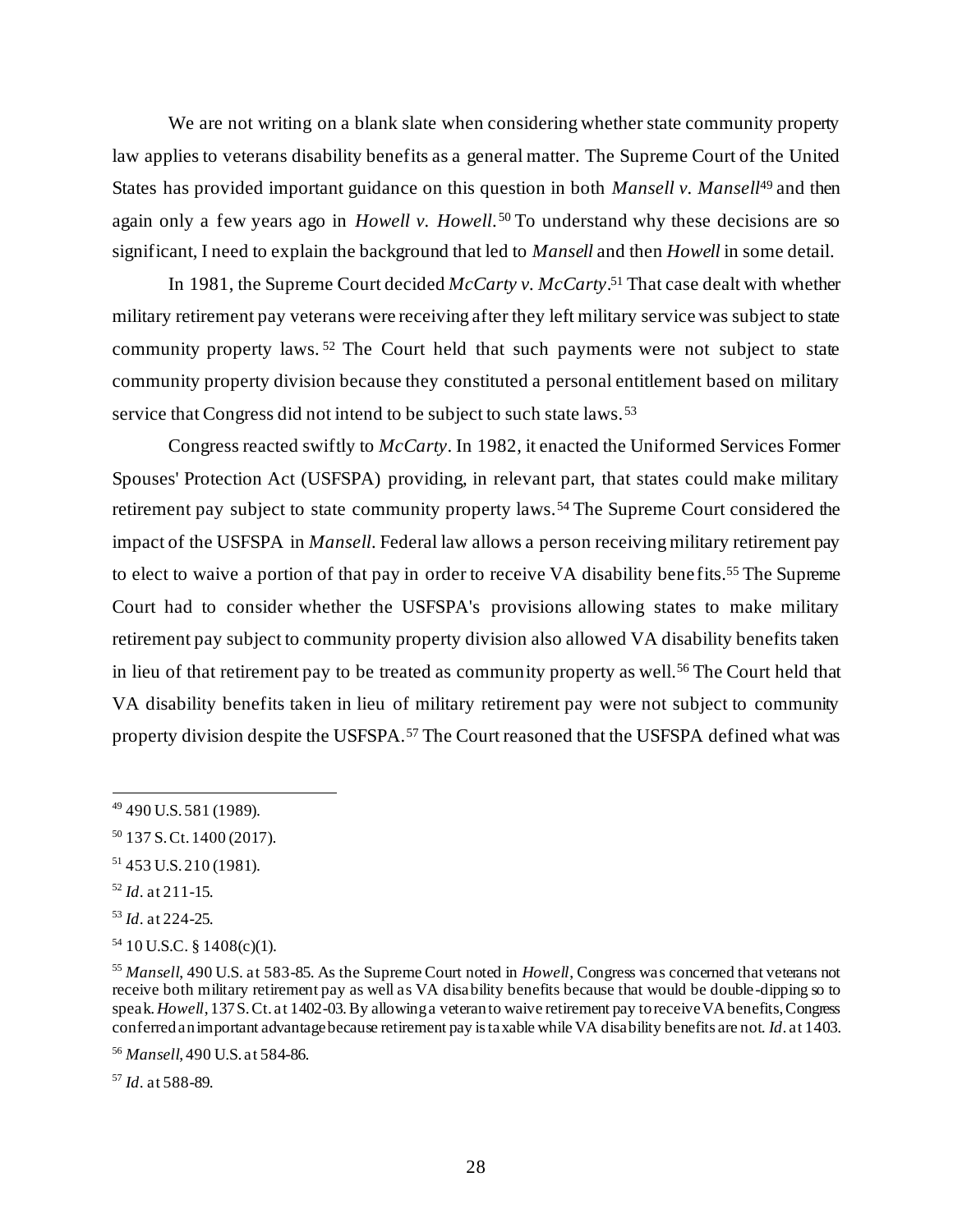We are not writing on a blank slate when considering whether state community property law applies to veterans disability benefits as a general matter. The Supreme Court of the United States has provided important guidance on this question in both *Mansell v. Mansell*[49] and then again only a few years ago in *Howell v. Howell*.[50] To understand why these decisions are so significant, I need to explain the background that led to *Mansell* and then *Howell* in some detail.

In 1981, the Supreme Court decided *McCarty v. McCarty*.[51] That case dealt with whether military retirement pay veterans were receiving after they left military service was subject to state community property laws.[52] The Court held that such payments were not subject to state community property division because they constituted a personal entitlement based on military service that Congress did not intend to be subject to such state laws.[53]

Congress reacted swiftly to *McCarty*. In 1982, it enacted the Uniformed Services Former Spouses' Protection Act (USFSPA) providing, in relevant part, that states could make military retirement pay subject to state community property laws.[54] The Supreme Court considered the impact of the USFSPA in *Mansell*. Federal law allows a person receiving military retirement pay to elect to waive a portion of that pay in order to receive VA disability benefits.[55] The Supreme Court had to consider whether the USFSPA's provisions allowing states to make military retirement pay subject to community property division also allowed VA disability benefits taken in lieu of that retirement pay to be treated as community property as well.[56] The Court held that VA disability benefits taken in lieu of military retirement pay were not subject to community property division despite the USFSPA.[57] The Court reasoned that the USFSPA defined what was

---

[49] 490 U.S. 581 (1989).

[50] 137 S. Ct. 1400 (2017).

[51] 453 U.S. 210 (1981).

[52] *Id*. at 211-15.

[53] *Id*. at 224-25.

[54] 10 U.S.C. § 1408(c)(1).

[55] *Mansell*, 490 U.S. at 583-85. As the Supreme Court noted in *Howell*, Congress was concerned that veterans not receive both military retirement pay as well as VA disability benefits because that would be double-dipping so to speak. *Howell*, 137 S. Ct. at 1402-03. By allowing a veteran to waive retirement pay to receive VA benefits, Congress conferred an important advantage because retirement pay is taxable while VA disability benefits are not. *Id*. at 1403.

[56] *Mansell*, 490 U.S. at 584-86.

[57] *Id*. at 588-89.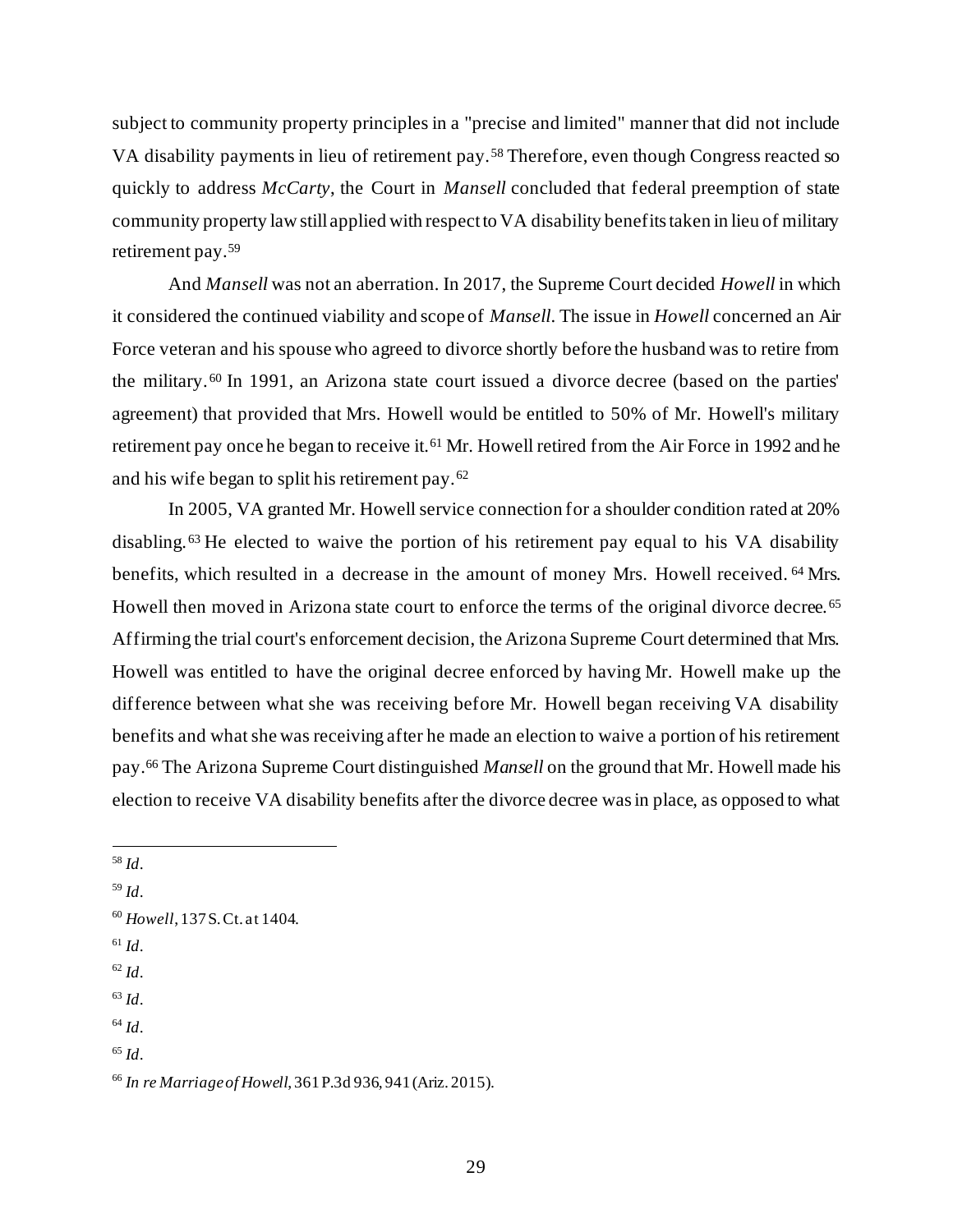subject to community property principles in a "precise and limited" manner that did not include VA disability payments in lieu of retirement pay.[58] Therefore, even though Congress reacted so quickly to address *McCarty*, the Court in *Mansell* concluded that federal preemption of state community property law still applied with respect to VA disability benefits taken in lieu of military retirement pay.[59]

And *Mansell* was not an aberration. In 2017, the Supreme Court decided *Howell* in which it considered the continued viability and scope of *Mansell*. The issue in *Howell* concerned an Air Force veteran and his spouse who agreed to divorce shortly before the husband was to retire from the military.[60] In 1991, an Arizona state court issued a divorce decree (based on the parties' agreement) that provided that Mrs. Howell would be entitled to 50% of Mr. Howell's military retirement pay once he began to receive it.[61] Mr. Howell retired from the Air Force in 1992 and he and his wife began to split his retirement pay.[62]

In 2005, VA granted Mr. Howell service connection for a shoulder condition rated at 20% disabling.[63] He elected to waive the portion of his retirement pay equal to his VA disability benefits, which resulted in a decrease in the amount of money Mrs. Howell received.[64] Mrs. Howell then moved in Arizona state court to enforce the terms of the original divorce decree.[65] Affirming the trial court's enforcement decision, the Arizona Supreme Court determined that Mrs. Howell was entitled to have the original decree enforced by having Mr. Howell make up the difference between what she was receiving before Mr. Howell began receiving VA disability benefits and what she was receiving after he made an election to waive a portion of his retirement pay.[66] The Arizona Supreme Court distinguished *Mansell* on the ground that Mr. Howell made his election to receive VA disability benefits after the divorce decree was in place, as opposed to what

---

[58] *Id*.

[59] *Id*.

[60] *Howell*, 137 S. Ct. at 1404.

[61] *Id*.

[62] *Id*.

[63] *Id*.

[64] *Id*.

[65] *Id*.

[66] *In re Marriage of Howell*, 361 P.3d 936, 941 (Ariz. 2015).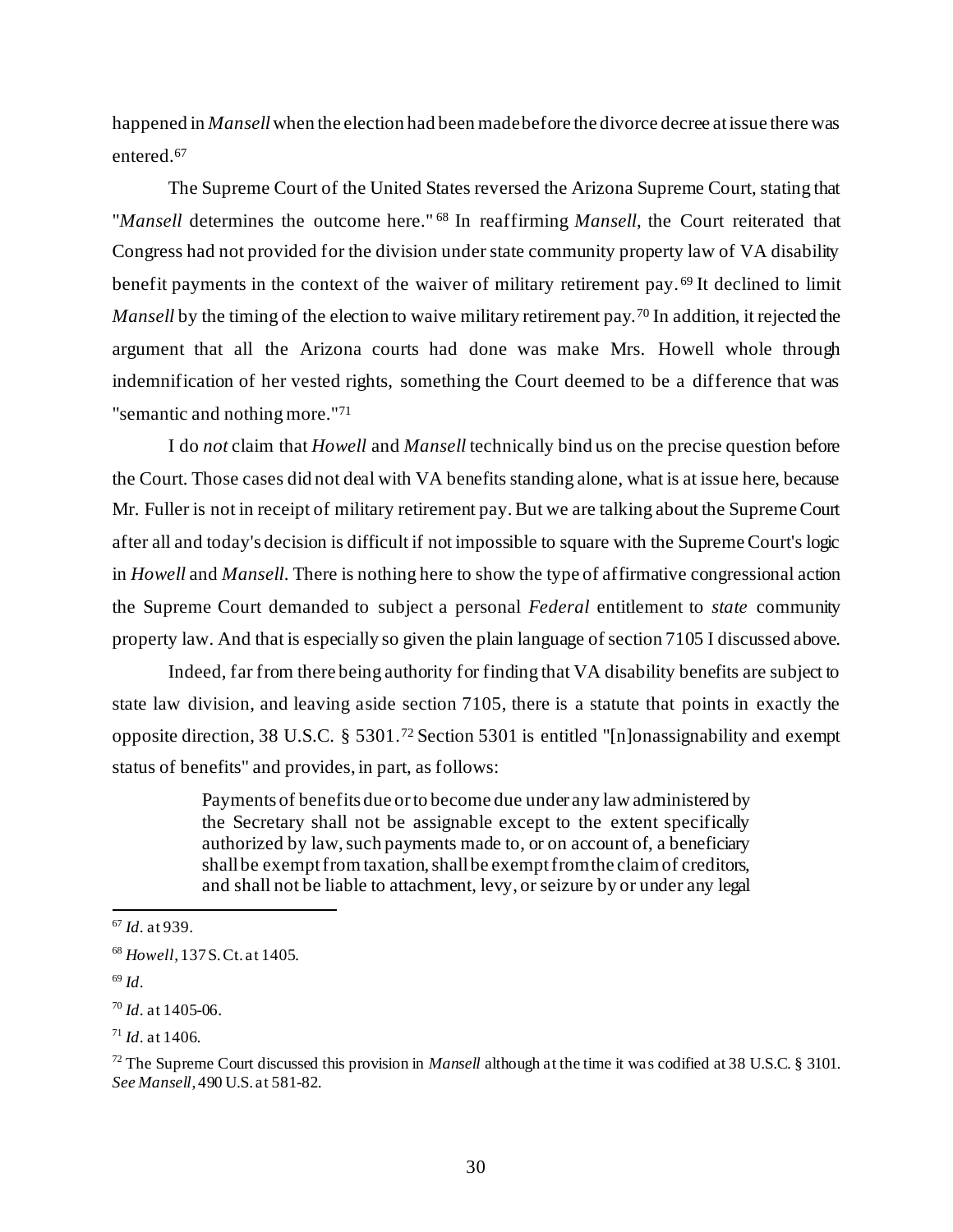happened in *Mansell* when the election had been made before the divorce decree at issue there was entered.[67]

The Supreme Court of the United States reversed the Arizona Supreme Court, stating that "*Mansell* determines the outcome here."[68] In reaffirming *Mansell*, the Court reiterated that Congress had not provided for the division under state community property law of VA disability benefit payments in the context of the waiver of military retirement pay.[69] It declined to limit *Mansell* by the timing of the election to waive military retirement pay.[70] In addition, it rejected the argument that all the Arizona courts had done was make Mrs. Howell whole through indemnification of her vested rights, something the Court deemed to be a difference that was "semantic and nothing more."[71]

I do *not* claim that *Howell* and *Mansell* technically bind us on the precise question before the Court. Those cases did not deal with VA benefits standing alone, what is at issue here, because Mr. Fuller is not in receipt of military retirement pay. But we are talking about the Supreme Court after all and today's decision is difficult if not impossible to square with the Supreme Court's logic in *Howell* and *Mansell*. There is nothing here to show the type of affirmative congressional action the Supreme Court demanded to subject a personal *Federal* entitlement to *state* community property law. And that is especially so given the plain language of section 7105 I discussed above.

Indeed, far from there being authority for finding that VA disability benefits are subject to state law division, and leaving aside section 7105, there is a statute that points in exactly the opposite direction, 38 U.S.C. § 5301.[72] Section 5301 is entitled "[n]onassignability and exempt status of benefits" and provides, in part, as follows:

> Payments of benefits due or to become due under any law administered by the Secretary shall not be assignable except to the extent specifically authorized by law, such payments made to, or on account of, a beneficiary shall be exempt from taxation, shall be exempt from the claim of creditors, and shall not be liable to attachment, levy, or seizure by or under any legal

---

[67] *Id*. at 939.

[68] *Howell*, 137 S. Ct. at 1405.

[69] *Id*.

[70] *Id*. at 1405-06.

[71] *Id*. at 1406.

[72] The Supreme Court discussed this provision in *Mansell* although at the time it was codified at 38 U.S.C. § 3101. *See Mansell*, 490 U.S. at 581-82.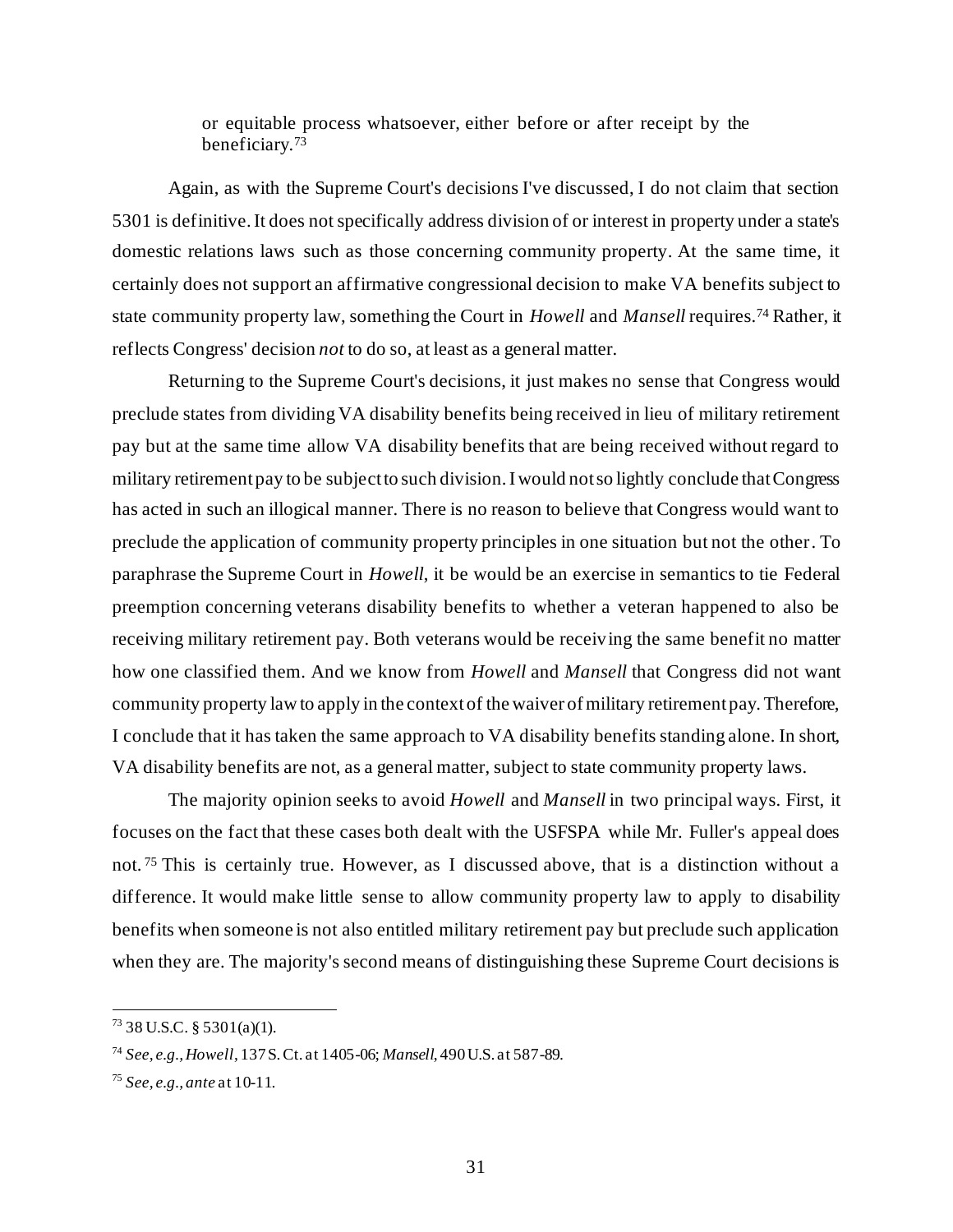> or equitable process whatsoever, either before or after receipt by the beneficiary.[73]

Again, as with the Supreme Court's decisions I've discussed, I do not claim that section 5301 is definitive. It does not specifically address division of or interest in property under a state's domestic relations laws such as those concerning community property. At the same time, it certainly does not support an affirmative congressional decision to make VA benefits subject to state community property law, something the Court in *Howell* and *Mansell* requires.[74] Rather, it reflects Congress' decision *not* to do so, at least as a general matter.

Returning to the Supreme Court's decisions, it just makes no sense that Congress would preclude states from dividing VA disability benefits being received in lieu of military retirement pay but at the same time allow VA disability benefits that are being received without regard to military retirement pay to be subject to such division. I would not so lightly conclude that Congress has acted in such an illogical manner. There is no reason to believe that Congress would want to preclude the application of community property principles in one situation but not the other. To paraphrase the Supreme Court in *Howell*, it be would be an exercise in semantics to tie Federal preemption concerning veterans disability benefits to whether a veteran happened to also be receiving military retirement pay. Both veterans would be receiving the same benefit no matter how one classified them. And we know from *Howell* and *Mansell* that Congress did not want community property law to apply in the context of the waiver of military retirement pay. Therefore, I conclude that it has taken the same approach to VA disability benefits standing alone. In short, VA disability benefits are not, as a general matter, subject to state community property laws.

The majority opinion seeks to avoid *Howell* and *Mansell* in two principal ways. First, it focuses on the fact that these cases both dealt with the USFSPA while Mr. Fuller's appeal does not.[75] This is certainly true. However, as I discussed above, that is a distinction without a difference. It would make little sense to allow community property law to apply to disability benefits when someone is not also entitled military retirement pay but preclude such application when they are. The majority's second means of distinguishing these Supreme Court decisions is

---

[73] 38 U.S.C. § 5301(a)(1).

[74] *See, e.g., Howell*, 137 S. Ct. at 1405-06; *Mansell*, 490 U.S. at 587-89.

[75] *See, e.g., ante* at 10-11.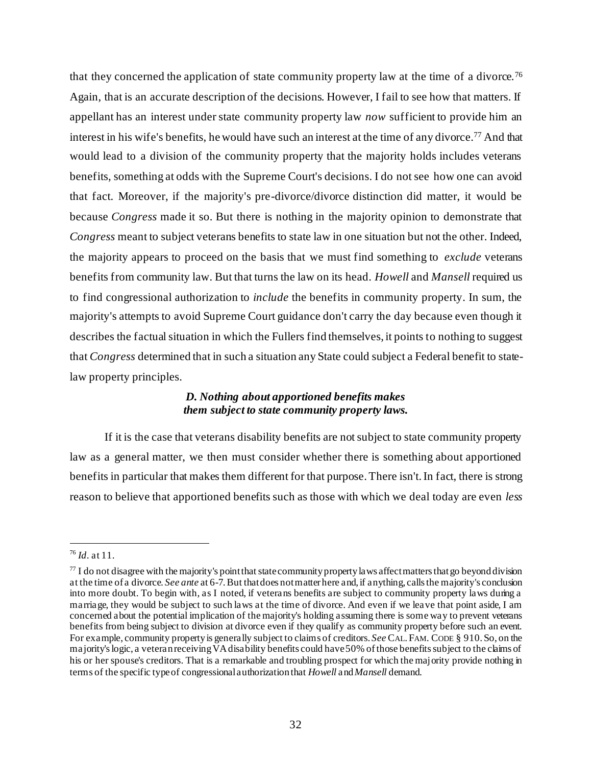that they concerned the application of state community property law at the time of a divorce.[76] Again, that is an accurate description of the decisions. However, I fail to see how that matters. If appellant has an interest under state community property law *now* sufficient to provide him an interest in his wife's benefits, he would have such an interest at the time of any divorce.[77] And that would lead to a division of the community property that the majority holds includes veterans benefits, something at odds with the Supreme Court's decisions. I do not see how one can avoid that fact. Moreover, if the majority's pre-divorce/divorce distinction did matter, it would be because *Congress* made it so. But there is nothing in the majority opinion to demonstrate that *Congress* meant to subject veterans benefits to state law in one situation but not the other. Indeed, the majority appears to proceed on the basis that we must find something to *exclude* veterans benefits from community law. But that turns the law on its head. *Howell* and *Mansell* required us to find congressional authorization to *include* the benefits in community property. In sum, the majority's attempts to avoid Supreme Court guidance don't carry the day because even though it describes the factual situation in which the Fullers find themselves, it points to nothing to suggest that *Congress* determined that in such a situation any State could subject a Federal benefit to state-law property principles.

### *D. Nothing about apportioned benefits makes them subject to state community property laws.*

If it is the case that veterans disability benefits are not subject to state community property law as a general matter, we then must consider whether there is something about apportioned benefits in particular that makes them different for that purpose. There isn't. In fact, there is strong reason to believe that apportioned benefits such as those with which we deal today are even *less*

---

[76] *Id*. at 11.

[77] I do not disagree with the majority's point that state community property laws affect matters that go beyond division at the time of a divorce. *See ante* at 6-7. But that does not matter here and, if anything, calls the majority's conclusion into more doubt. To begin with, as I noted, if veterans benefits are subject to community property laws during a marriage, they would be subject to such laws at the time of divorce. And even if we leave that point aside, I am concerned about the potential implication of the majority's holding assuming there is some way to prevent veterans benefits from being subject to division at divorce even if they qualify as community property before such an event. For example, community property is generally subject to claims of creditors. *See* CAL. FAM. CODE § 910. So, on the majority's logic, a veteran receiving VA disability benefits could have 50% of those benefits subject to the claims of his or her spouse's creditors. That is a remarkable and troubling prospect for which the majority provide nothing in terms of the specific type of congressional authorization that *Howell* and *Mansell* demand.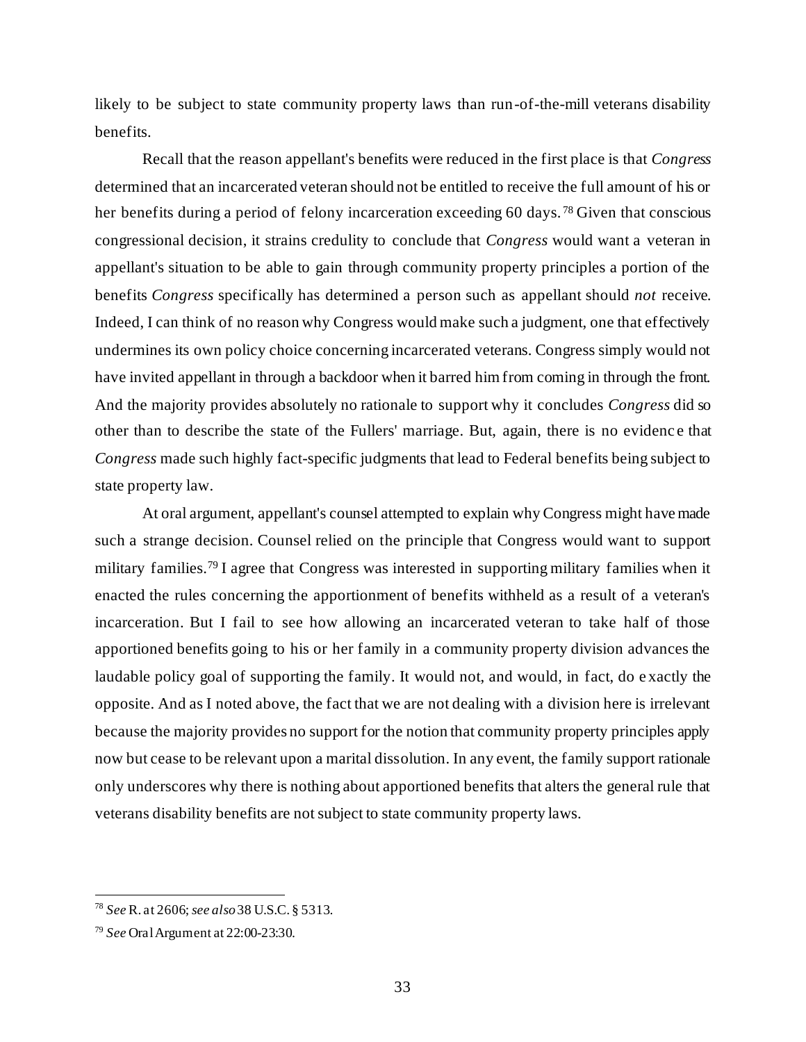likely to be subject to state community property laws than run-of-the-mill veterans disability benefits.

Recall that the reason appellant's benefits were reduced in the first place is that *Congress* determined that an incarcerated veteran should not be entitled to receive the full amount of his or her benefits during a period of felony incarceration exceeding 60 days.[78] Given that conscious congressional decision, it strains credulity to conclude that *Congress* would want a veteran in appellant's situation to be able to gain through community property principles a portion of the benefits *Congress* specifically has determined a person such as appellant should *not* receive. Indeed, I can think of no reason why Congress would make such a judgment, one that effectively undermines its own policy choice concerning incarcerated veterans. Congress simply would not have invited appellant in through a backdoor when it barred him from coming in through the front. And the majority provides absolutely no rationale to support why it concludes *Congress* did so other than to describe the state of the Fullers' marriage. But, again, there is no evidence that *Congress* made such highly fact-specific judgments that lead to Federal benefits being subject to state property law.

At oral argument, appellant's counsel attempted to explain why Congress might have made such a strange decision. Counsel relied on the principle that Congress would want to support military families.[79] I agree that Congress was interested in supporting military families when it enacted the rules concerning the apportionment of benefits withheld as a result of a veteran's incarceration. But I fail to see how allowing an incarcerated veteran to take half of those apportioned benefits going to his or her family in a community property division advances the laudable policy goal of supporting the family. It would not, and would, in fact, do exactly the opposite. And as I noted above, the fact that we are not dealing with a division here is irrelevant because the majority provides no support for the notion that community property principles apply now but cease to be relevant upon a marital dissolution. In any event, the family support rationale only underscores why there is nothing about apportioned benefits that alters the general rule that veterans disability benefits are not subject to state community property laws.

---

[78] *See* R. at 2606; *see also* 38 U.S.C. § 5313.

[79] *See* Oral Argument at 22:00-23:30.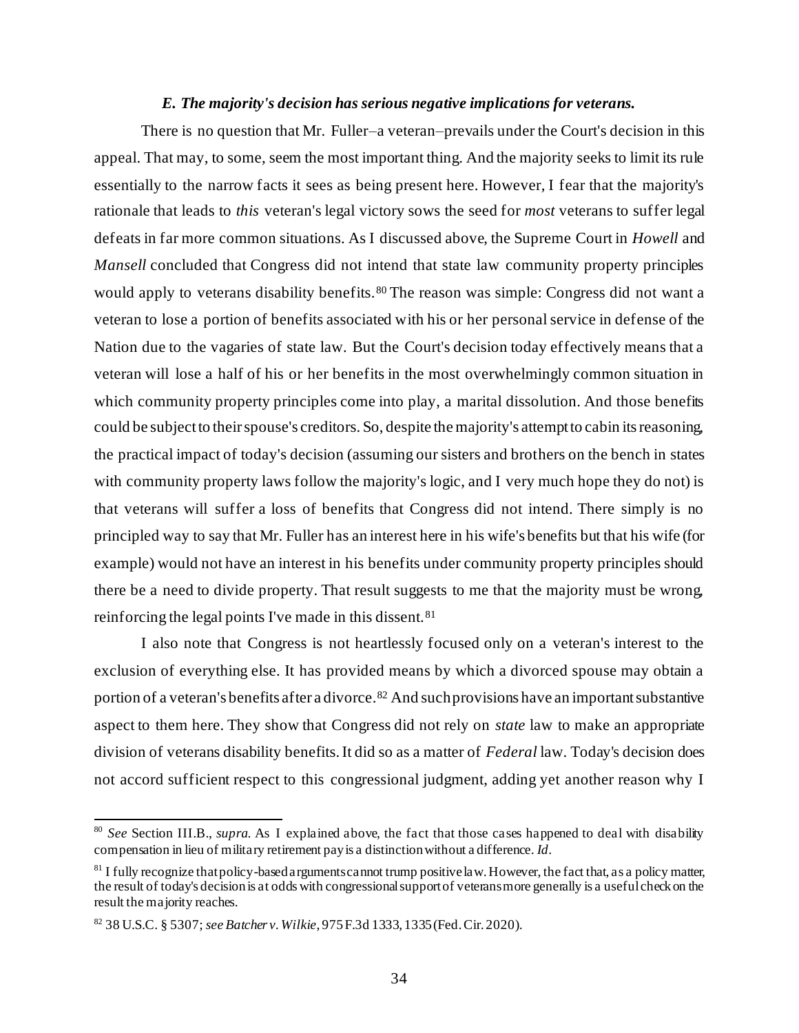### *E. The majority's decision has serious negative implications for veterans.*

There is no question that Mr. Fuller–a veteran–prevails under the Court's decision in this appeal. That may, to some, seem the most important thing. And the majority seeks to limit its rule essentially to the narrow facts it sees as being present here. However, I fear that the majority's rationale that leads to *this* veteran's legal victory sows the seed for *most* veterans to suffer legal defeats in far more common situations. As I discussed above, the Supreme Court in *Howell* and *Mansell* concluded that Congress did not intend that state law community property principles would apply to veterans disability benefits.[80] The reason was simple: Congress did not want a veteran to lose a portion of benefits associated with his or her personal service in defense of the Nation due to the vagaries of state law. But the Court's decision today effectively means that a veteran will lose a half of his or her benefits in the most overwhelmingly common situation in which community property principles come into play, a marital dissolution. And those benefits could be subject to their spouse's creditors. So, despite the majority's attempt to cabin its reasoning, the practical impact of today's decision (assuming our sisters and brothers on the bench in states with community property laws follow the majority's logic, and I very much hope they do not) is that veterans will suffer a loss of benefits that Congress did not intend. There simply is no principled way to say that Mr. Fuller has an interest here in his wife's benefits but that his wife (for example) would not have an interest in his benefits under community property principles should there be a need to divide property. That result suggests to me that the majority must be wrong, reinforcing the legal points I've made in this dissent.[81]

I also note that Congress is not heartlessly focused only on a veteran's interest to the exclusion of everything else. It has provided means by which a divorced spouse may obtain a portion of a veteran's benefits after a divorce.[82] And such provisions have an important substantive aspect to them here. They show that Congress did not rely on *state* law to make an appropriate division of veterans disability benefits. It did so as a matter of *Federal* law. Today's decision does not accord sufficient respect to this congressional judgment, adding yet another reason why I

---

[80] *See* Section III.B., *supra*. As I explained above, the fact that those cases happened to deal with disability compensation in lieu of military retirement pay is a distinction without a difference. *Id*.

[81] I fully recognize that policy-based arguments cannot trump positive law. However, the fact that, as a policy matter, the result of today's decision is at odds with congressional support of veterans more generally is a useful check on the result the majority reaches.

[82] 38 U.S.C. § 5307; *see Batcher v. Wilkie*, 975 F.3d 1333, 1335 (Fed. Cir. 2020).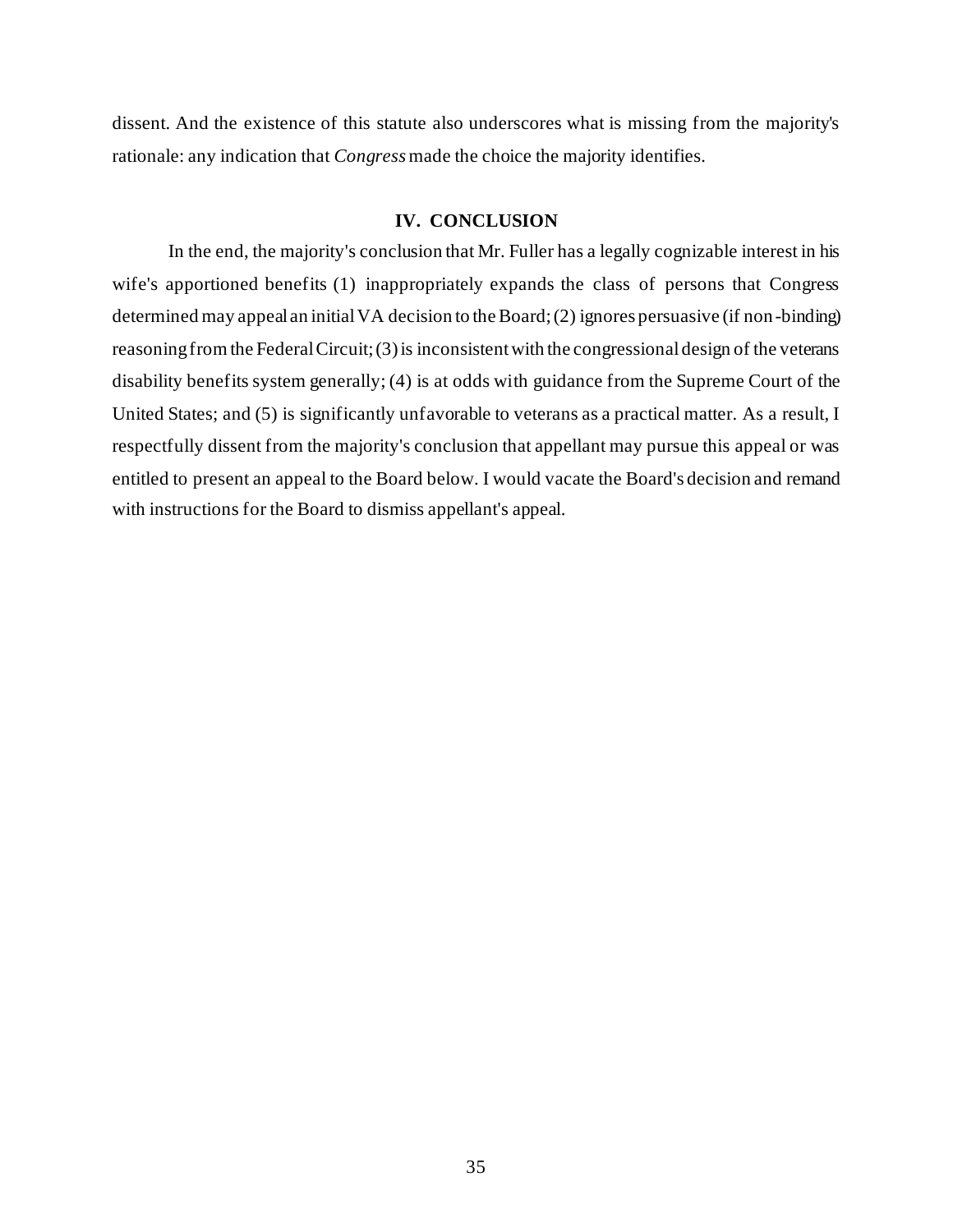dissent. And the existence of this statute also underscores what is missing from the majority's rationale: any indication that *Congress* made the choice the majority identifies.

## IV. CONCLUSION

In the end, the majority's conclusion that Mr. Fuller has a legally cognizable interest in his wife's apportioned benefits (1) inappropriately expands the class of persons that Congress determined may appeal an initial VA decision to the Board; (2) ignores persuasive (if non-binding) reasoning from the Federal Circuit; (3) is inconsistent with the congressional design of the veterans disability benefits system generally; (4) is at odds with guidance from the Supreme Court of the United States; and (5) is significantly unfavorable to veterans as a practical matter. As a result, I respectfully dissent from the majority's conclusion that appellant may pursue this appeal or was entitled to present an appeal to the Board below. I would vacate the Board's decision and remand with instructions for the Board to dismiss appellant's appeal.